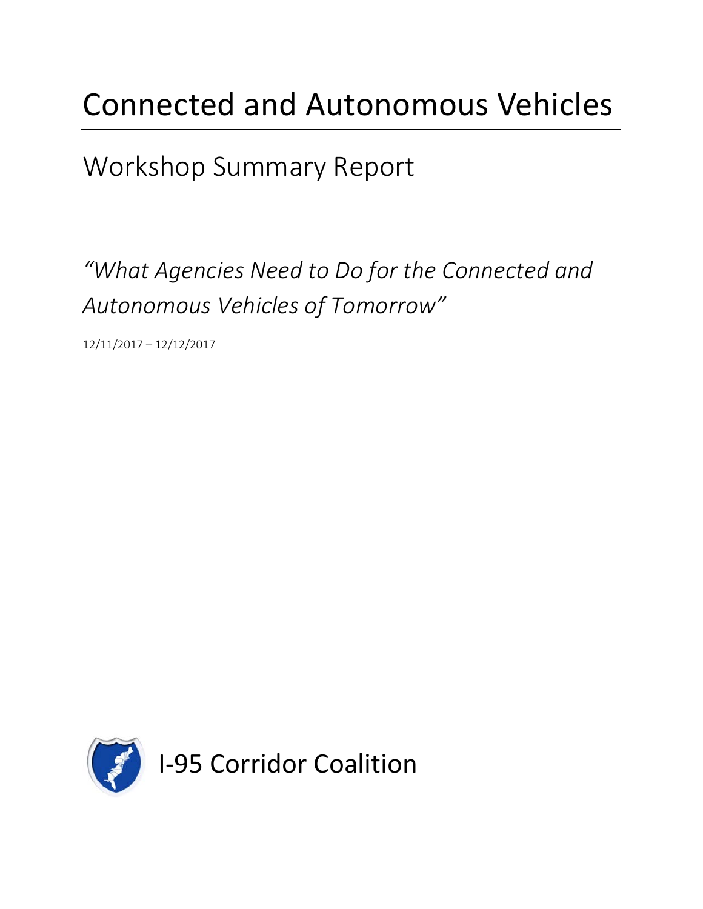# Connected and Autonomous Vehicles

## Workshop Summary Report

*"What Agencies Need to Do for the Connected and Autonomous Vehicles of Tomorrow"*

12/11/2017 – 12/12/2017

I-95 Corridor Coalition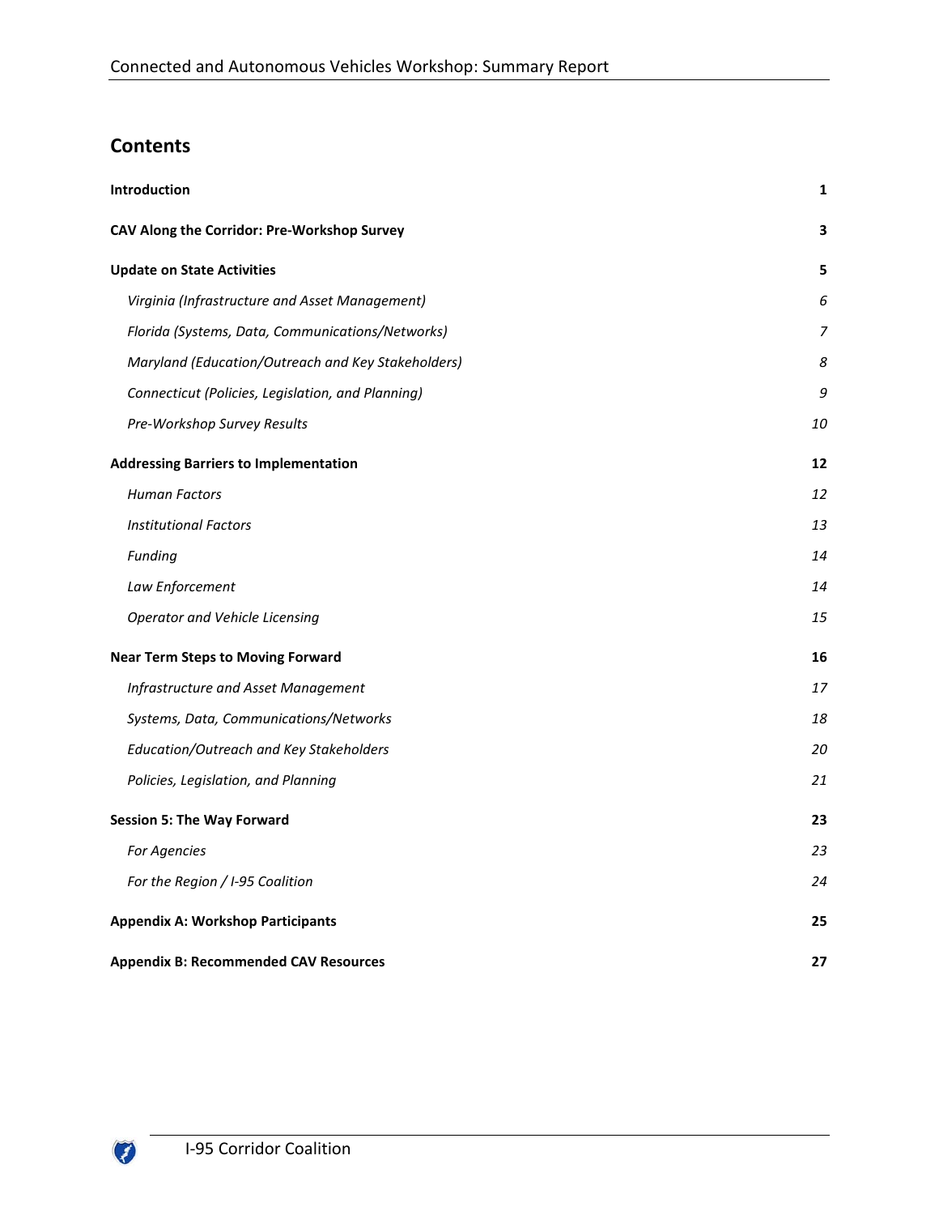# Contents

| | |
|---|---|
| **Introduction** | **1** |
| **CAV Along the Corridor: Pre-Workshop Survey** | **3** |
| **Update on State Activities** | **5** |
| *Virginia (Infrastructure and Asset Management)* | *6* |
| *Florida (Systems, Data, Communications/Networks)* | *7* |
| *Maryland (Education/Outreach and Key Stakeholders)* | *8* |
| *Connecticut (Policies, Legislation, and Planning)* | *9* |
| *Pre-Workshop Survey Results* | *10* |
| **Addressing Barriers to Implementation** | **12** |
| *Human Factors* | *12* |
| *Institutional Factors* | *13* |
| *Funding* | *14* |
| *Law Enforcement* | *14* |
| *Operator and Vehicle Licensing* | *15* |
| **Near Term Steps to Moving Forward** | **16** |
| *Infrastructure and Asset Management* | *17* |
| *Systems, Data, Communications/Networks* | *18* |
| *Education/Outreach and Key Stakeholders* | *20* |
| *Policies, Legislation, and Planning* | *21* |
| **Session 5: The Way Forward** | **23** |
| *For Agencies* | *23* |
| *For the Region / I-95 Coalition* | *24* |
| **Appendix A: Workshop Participants** | **25** |
| **Appendix B: Recommended CAV Resources** | **27** |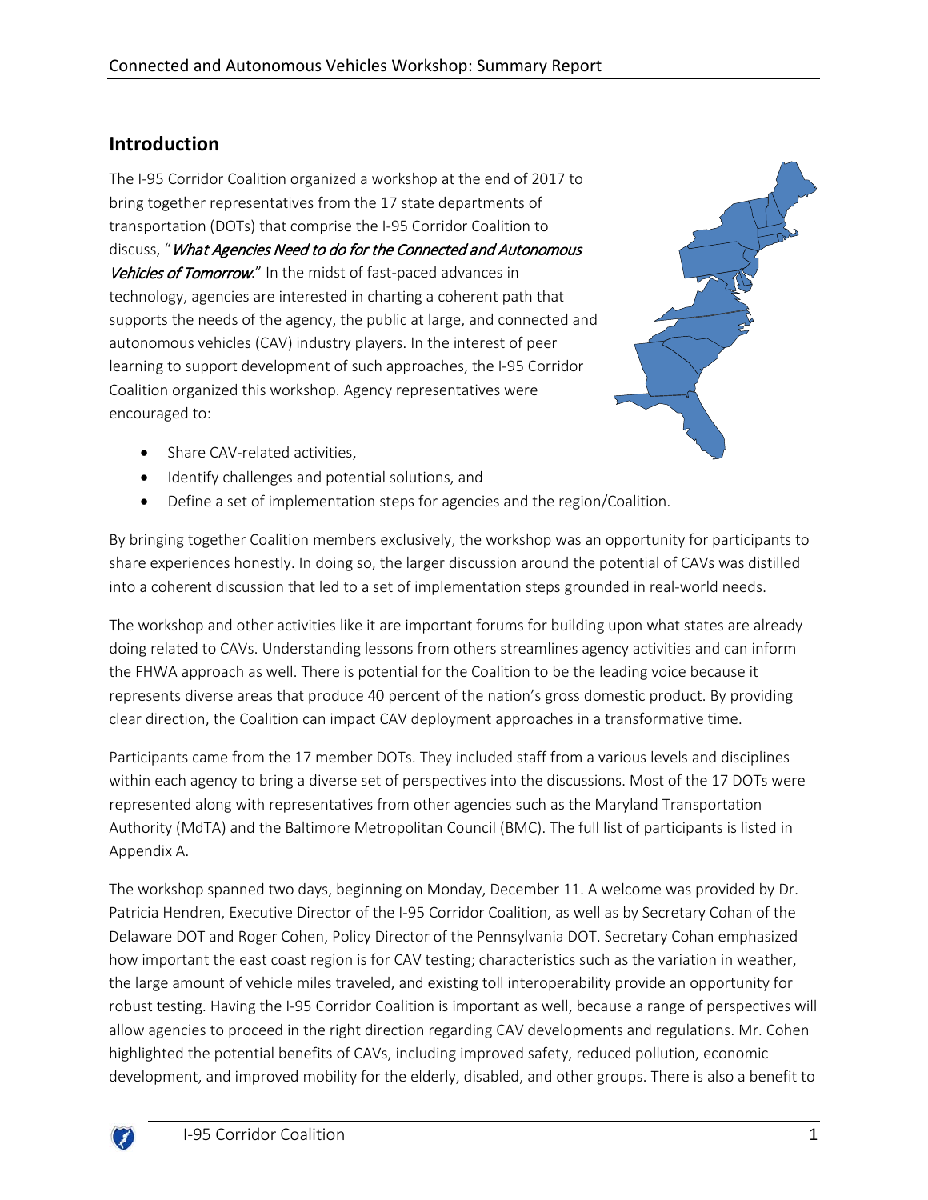## Introduction

The I-95 Corridor Coalition organized a workshop at the end of 2017 to bring together representatives from the 17 state departments of transportation (DOTs) that comprise the I-95 Corridor Coalition to discuss, "*What Agencies Need to do for the Connected and Autonomous Vehicles of Tomorrow*." In the midst of fast-paced advances in technology, agencies are interested in charting a coherent path that supports the needs of the agency, the public at large, and connected and autonomous vehicles (CAV) industry players. In the interest of peer learning to support development of such approaches, the I-95 Corridor Coalition organized this workshop. Agency representatives were encouraged to:

- Share CAV-related activities,
- Identify challenges and potential solutions, and
- Define a set of implementation steps for agencies and the region/Coalition.

By bringing together Coalition members exclusively, the workshop was an opportunity for participants to share experiences honestly. In doing so, the larger discussion around the potential of CAVs was distilled into a coherent discussion that led to a set of implementation steps grounded in real-world needs.

The workshop and other activities like it are important forums for building upon what states are already doing related to CAVs. Understanding lessons from others streamlines agency activities and can inform the FHWA approach as well. There is potential for the Coalition to be the leading voice because it represents diverse areas that produce 40 percent of the nation's gross domestic product. By providing clear direction, the Coalition can impact CAV deployment approaches in a transformative time.

Participants came from the 17 member DOTs. They included staff from a various levels and disciplines within each agency to bring a diverse set of perspectives into the discussions. Most of the 17 DOTs were represented along with representatives from other agencies such as the Maryland Transportation Authority (MdTA) and the Baltimore Metropolitan Council (BMC). The full list of participants is listed in Appendix A.

The workshop spanned two days, beginning on Monday, December 11. A welcome was provided by Dr. Patricia Hendren, Executive Director of the I-95 Corridor Coalition, as well as by Secretary Cohan of the Delaware DOT and Roger Cohen, Policy Director of the Pennsylvania DOT. Secretary Cohan emphasized how important the east coast region is for CAV testing; characteristics such as the variation in weather, the large amount of vehicle miles traveled, and existing toll interoperability provide an opportunity for robust testing. Having the I-95 Corridor Coalition is important as well, because a range of perspectives will allow agencies to proceed in the right direction regarding CAV developments and regulations. Mr. Cohen highlighted the potential benefits of CAVs, including improved safety, reduced pollution, economic development, and improved mobility for the elderly, disabled, and other groups. There is also a benefit to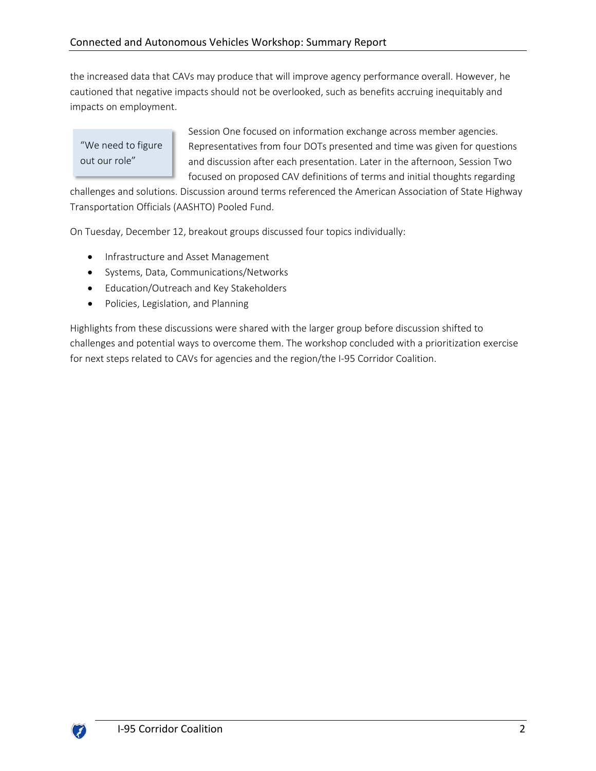the increased data that CAVs may produce that will improve agency performance overall. However, he cautioned that negative impacts should not be overlooked, such as benefits accruing inequitably and impacts on employment.

> "We need to figure out our role"

Session One focused on information exchange across member agencies. Representatives from four DOTs presented and time was given for questions and discussion after each presentation. Later in the afternoon, Session Two focused on proposed CAV definitions of terms and initial thoughts regarding challenges and solutions. Discussion around terms referenced the American Association of State Highway Transportation Officials (AASHTO) Pooled Fund.

On Tuesday, December 12, breakout groups discussed four topics individually:

- Infrastructure and Asset Management
- Systems, Data, Communications/Networks
- Education/Outreach and Key Stakeholders
- Policies, Legislation, and Planning

Highlights from these discussions were shared with the larger group before discussion shifted to challenges and potential ways to overcome them. The workshop concluded with a prioritization exercise for next steps related to CAVs for agencies and the region/the I-95 Corridor Coalition.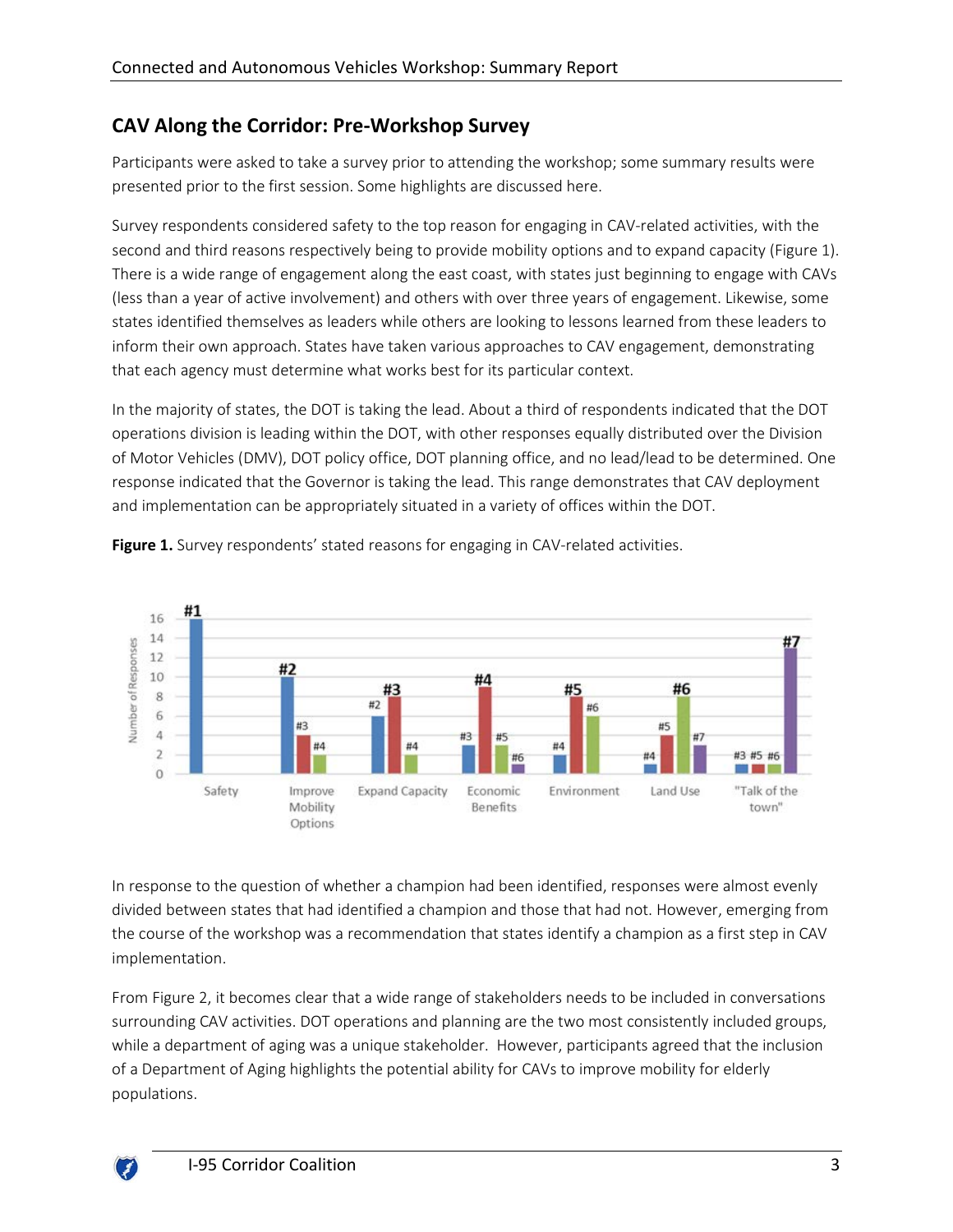## CAV Along the Corridor: Pre-Workshop Survey

Participants were asked to take a survey prior to attending the workshop; some summary results were presented prior to the first session. Some highlights are discussed here.

Survey respondents considered safety to the top reason for engaging in CAV-related activities, with the second and third reasons respectively being to provide mobility options and to expand capacity (Figure 1). There is a wide range of engagement along the east coast, with states just beginning to engage with CAVs (less than a year of active involvement) and others with over three years of engagement. Likewise, some states identified themselves as leaders while others are looking to lessons learned from these leaders to inform their own approach. States have taken various approaches to CAV engagement, demonstrating that each agency must determine what works best for its particular context.

In the majority of states, the DOT is taking the lead. About a third of respondents indicated that the DOT operations division is leading within the DOT, with other responses equally distributed over the Division of Motor Vehicles (DMV), DOT policy office, DOT planning office, and no lead/lead to be determined. One response indicated that the Governor is taking the lead. This range demonstrates that CAV deployment and implementation can be appropriately situated in a variety of offices within the DOT.

**Figure 1.** Survey respondents' stated reasons for engaging in CAV-related activities.

Number of Responses

0 2 4 6 8 10 12 14 16

Safety: #1

Improve Mobility Options: #2 #3 #4

Expand Capacity: #2 #3 #4

Economic Benefits: #3 #4 #5 #6

Environment: #4 #5 #6

Land Use: #4 #5 #6 #7

"Talk of the town": #3 #5 #6 #7

In response to the question of whether a champion had been identified, responses were almost evenly divided between states that had identified a champion and those that had not. However, emerging from the course of the workshop was a recommendation that states identify a champion as a first step in CAV implementation.

From Figure 2, it becomes clear that a wide range of stakeholders needs to be included in conversations surrounding CAV activities. DOT operations and planning are the two most consistently included groups, while a department of aging was a unique stakeholder. However, participants agreed that the inclusion of a Department of Aging highlights the potential ability for CAVs to improve mobility for elderly populations.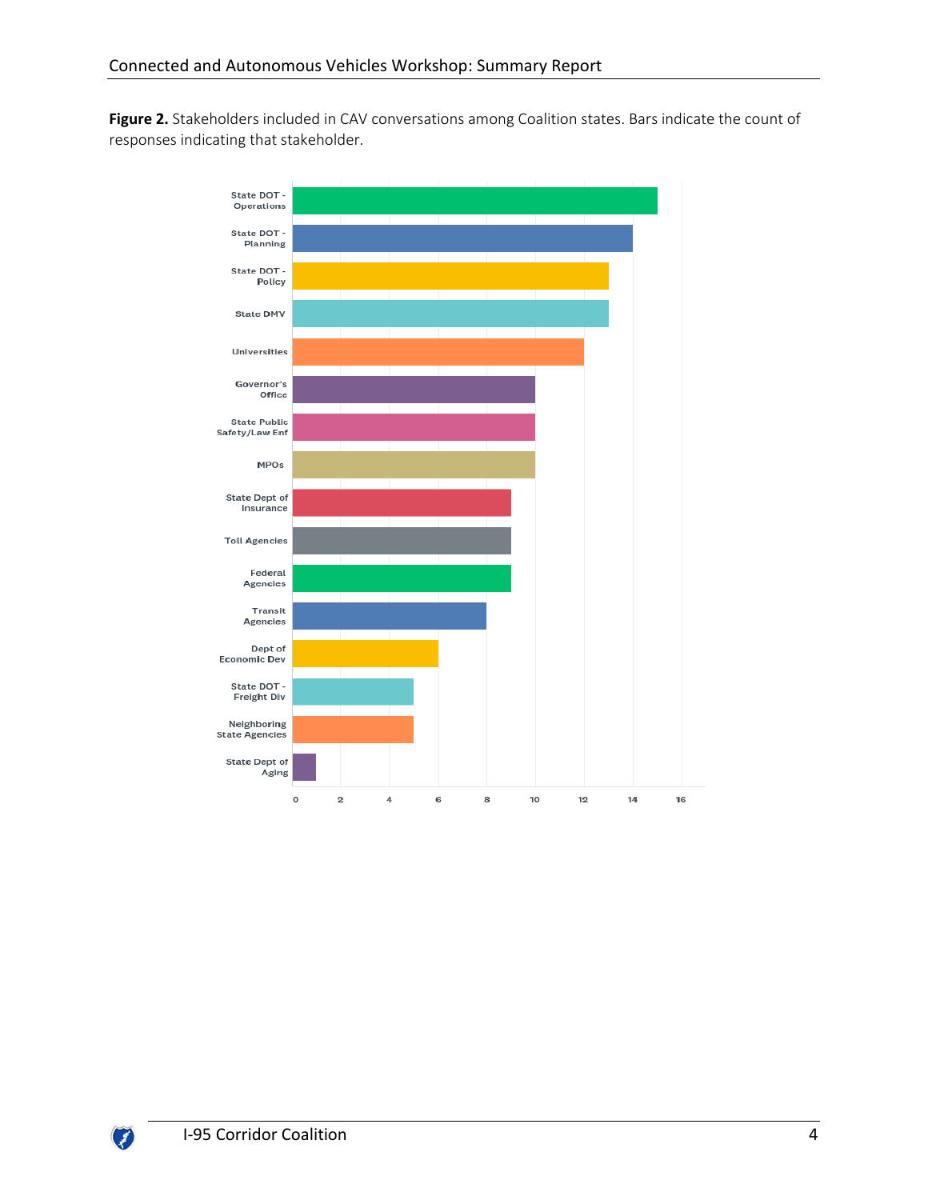**Figure 2.** Stakeholders included in CAV conversations among Coalition states. Bars indicate the count of responses indicating that stakeholder.

State DOT - Operations

State DOT - Planning

State DOT - Policy

State DMV

Universities

Governor's Office

State Public Safety/Law Enf

MPOs

State Dept of Insurance

Toll Agencies

Federal Agencies

Transit Agencies

Dept of Economic Dev

State DOT - Freight Div

Neighboring State Agencies

State Dept of Aging

0 2 4 6 8 10 12 14 16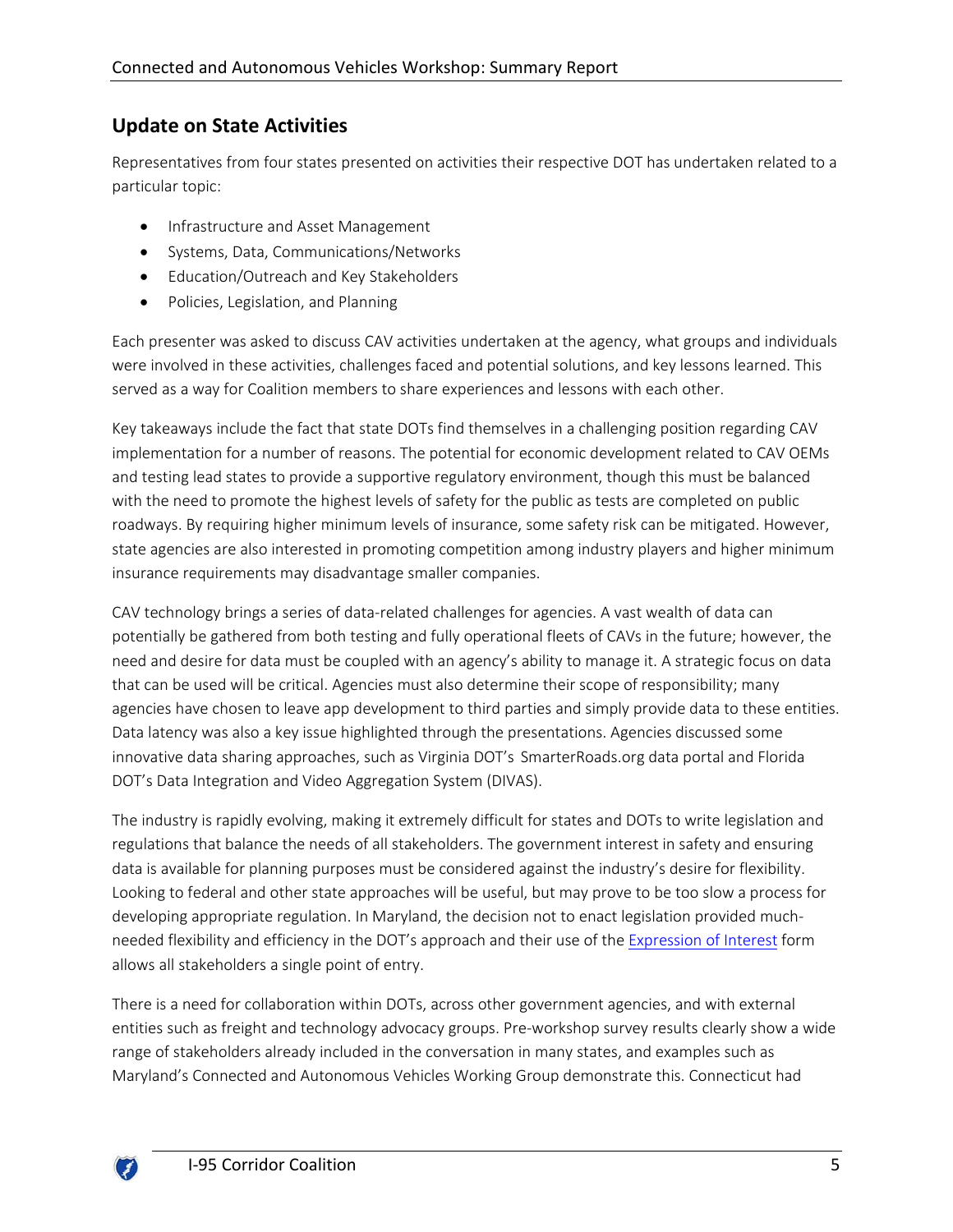## Update on State Activities

Representatives from four states presented on activities their respective DOT has undertaken related to a particular topic:

- Infrastructure and Asset Management
- Systems, Data, Communications/Networks
- Education/Outreach and Key Stakeholders
- Policies, Legislation, and Planning

Each presenter was asked to discuss CAV activities undertaken at the agency, what groups and individuals were involved in these activities, challenges faced and potential solutions, and key lessons learned. This served as a way for Coalition members to share experiences and lessons with each other.

Key takeaways include the fact that state DOTs find themselves in a challenging position regarding CAV implementation for a number of reasons. The potential for economic development related to CAV OEMs and testing lead states to provide a supportive regulatory environment, though this must be balanced with the need to promote the highest levels of safety for the public as tests are completed on public roadways. By requiring higher minimum levels of insurance, some safety risk can be mitigated. However, state agencies are also interested in promoting competition among industry players and higher minimum insurance requirements may disadvantage smaller companies.

CAV technology brings a series of data-related challenges for agencies. A vast wealth of data can potentially be gathered from both testing and fully operational fleets of CAVs in the future; however, the need and desire for data must be coupled with an agency's ability to manage it. A strategic focus on data that can be used will be critical. Agencies must also determine their scope of responsibility; many agencies have chosen to leave app development to third parties and simply provide data to these entities. Data latency was also a key issue highlighted through the presentations. Agencies discussed some innovative data sharing approaches, such as Virginia DOT's SmarterRoads.org data portal and Florida DOT's Data Integration and Video Aggregation System (DIVAS).

The industry is rapidly evolving, making it extremely difficult for states and DOTs to write legislation and regulations that balance the needs of all stakeholders. The government interest in safety and ensuring data is available for planning purposes must be considered against the industry's desire for flexibility. Looking to federal and other state approaches will be useful, but may prove to be too slow a process for developing appropriate regulation. In Maryland, the decision not to enact legislation provided much-needed flexibility and efficiency in the DOT's approach and their use of the Expression of Interest form allows all stakeholders a single point of entry.

There is a need for collaboration within DOTs, across other government agencies, and with external entities such as freight and technology advocacy groups. Pre-workshop survey results clearly show a wide range of stakeholders already included in the conversation in many states, and examples such as Maryland's Connected and Autonomous Vehicles Working Group demonstrate this. Connecticut had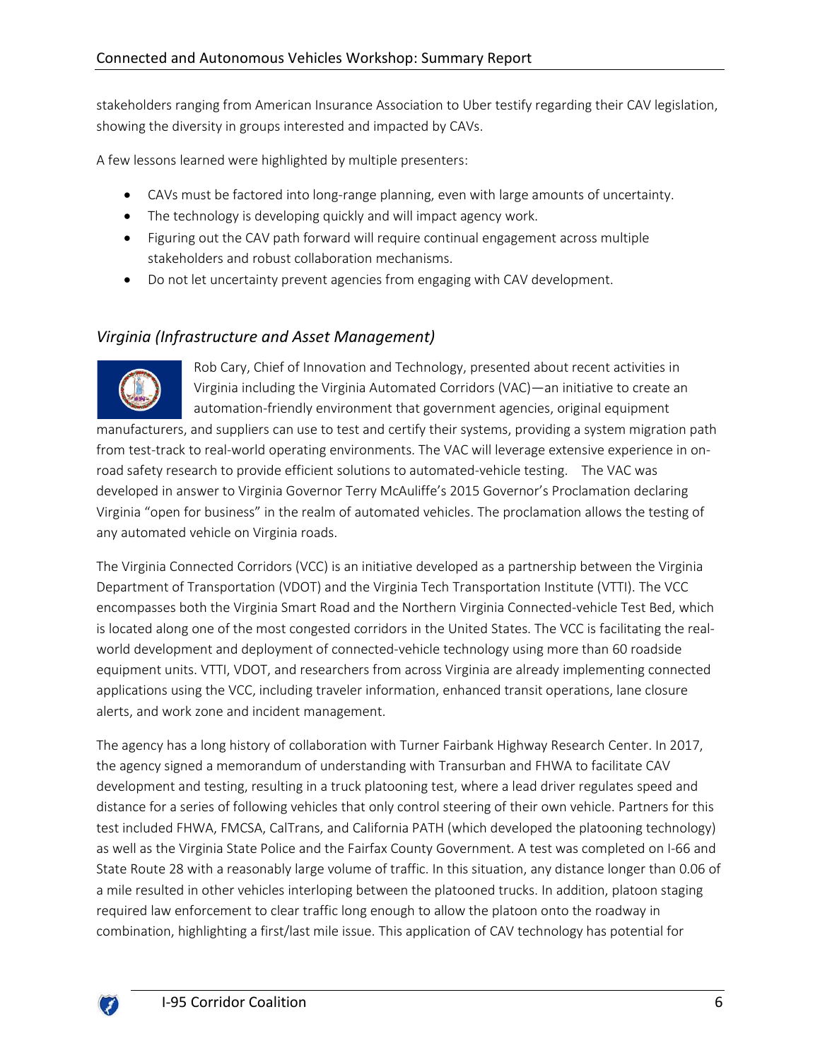stakeholders ranging from American Insurance Association to Uber testify regarding their CAV legislation, showing the diversity in groups interested and impacted by CAVs.

A few lessons learned were highlighted by multiple presenters:

- CAVs must be factored into long-range planning, even with large amounts of uncertainty.
- The technology is developing quickly and will impact agency work.
- Figuring out the CAV path forward will require continual engagement across multiple stakeholders and robust collaboration mechanisms.
- Do not let uncertainty prevent agencies from engaging with CAV development.

### *Virginia (Infrastructure and Asset Management)*

Rob Cary, Chief of Innovation and Technology, presented about recent activities in Virginia including the Virginia Automated Corridors (VAC)—an initiative to create an automation-friendly environment that government agencies, original equipment manufacturers, and suppliers can use to test and certify their systems, providing a system migration path from test-track to real-world operating environments. The VAC will leverage extensive experience in on-road safety research to provide efficient solutions to automated-vehicle testing. The VAC was developed in answer to Virginia Governor Terry McAuliffe's 2015 Governor's Proclamation declaring Virginia "open for business" in the realm of automated vehicles. The proclamation allows the testing of any automated vehicle on Virginia roads.

The Virginia Connected Corridors (VCC) is an initiative developed as a partnership between the Virginia Department of Transportation (VDOT) and the Virginia Tech Transportation Institute (VTTI). The VCC encompasses both the Virginia Smart Road and the Northern Virginia Connected-vehicle Test Bed, which is located along one of the most congested corridors in the United States. The VCC is facilitating the real-world development and deployment of connected-vehicle technology using more than 60 roadside equipment units. VTTI, VDOT, and researchers from across Virginia are already implementing connected applications using the VCC, including traveler information, enhanced transit operations, lane closure alerts, and work zone and incident management.

The agency has a long history of collaboration with Turner Fairbank Highway Research Center. In 2017, the agency signed a memorandum of understanding with Transurban and FHWA to facilitate CAV development and testing, resulting in a truck platooning test, where a lead driver regulates speed and distance for a series of following vehicles that only control steering of their own vehicle. Partners for this test included FHWA, FMCSA, CalTrans, and California PATH (which developed the platooning technology) as well as the Virginia State Police and the Fairfax County Government. A test was completed on I-66 and State Route 28 with a reasonably large volume of traffic. In this situation, any distance longer than 0.06 of a mile resulted in other vehicles interloping between the platooned trucks. In addition, platoon staging required law enforcement to clear traffic long enough to allow the platoon onto the roadway in combination, highlighting a first/last mile issue. This application of CAV technology has potential for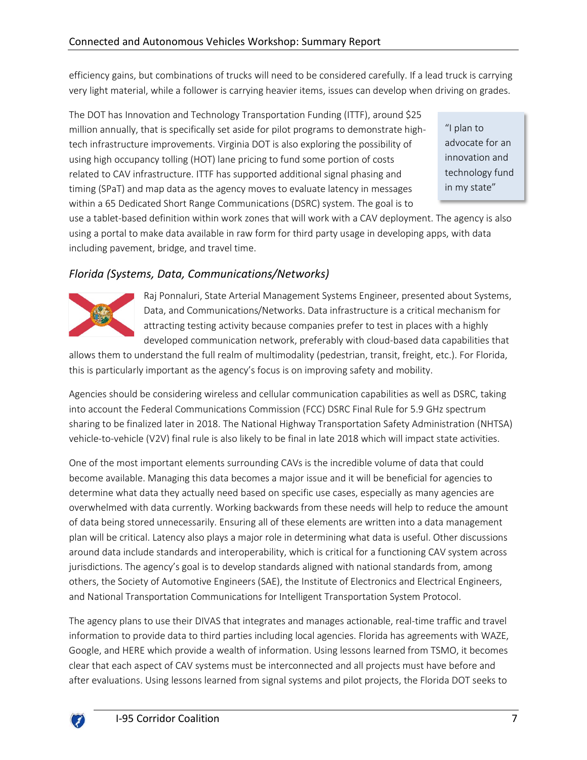efficiency gains, but combinations of trucks will need to be considered carefully. If a lead truck is carrying very light material, while a follower is carrying heavier items, issues can develop when driving on grades.

The DOT has Innovation and Technology Transportation Funding (ITTF), around $25 million annually, that is specifically set aside for pilot programs to demonstrate high-tech infrastructure improvements. Virginia DOT is also exploring the possibility of using high occupancy tolling (HOT) lane pricing to fund some portion of costs related to CAV infrastructure. ITTF has supported additional signal phasing and timing (SPaT) and map data as the agency moves to evaluate latency in messages within a 65 Dedicated Short Range Communications (DSRC) system. The goal is to use a tablet-based definition within work zones that will work with a CAV deployment. The agency is also using a portal to make data available in raw form for third party usage in developing apps, with data including pavement, bridge, and travel time.

> "I plan to advocate for an innovation and technology fund in my state"

### *Florida (Systems, Data, Communications/Networks)*

Raj Ponnaluri, State Arterial Management Systems Engineer, presented about Systems, Data, and Communications/Networks. Data infrastructure is a critical mechanism for attracting testing activity because companies prefer to test in places with a highly developed communication network, preferably with cloud-based data capabilities that allows them to understand the full realm of multimodality (pedestrian, transit, freight, etc.). For Florida, this is particularly important as the agency's focus is on improving safety and mobility.

Agencies should be considering wireless and cellular communication capabilities as well as DSRC, taking into account the Federal Communications Commission (FCC) DSRC Final Rule for 5.9 GHz spectrum sharing to be finalized later in 2018. The National Highway Transportation Safety Administration (NHTSA) vehicle-to-vehicle (V2V) final rule is also likely to be final in late 2018 which will impact state activities.

One of the most important elements surrounding CAVs is the incredible volume of data that could become available. Managing this data becomes a major issue and it will be beneficial for agencies to determine what data they actually need based on specific use cases, especially as many agencies are overwhelmed with data currently. Working backwards from these needs will help to reduce the amount of data being stored unnecessarily. Ensuring all of these elements are written into a data management plan will be critical. Latency also plays a major role in determining what data is useful. Other discussions around data include standards and interoperability, which is critical for a functioning CAV system across jurisdictions. The agency's goal is to develop standards aligned with national standards from, among others, the Society of Automotive Engineers (SAE), the Institute of Electronics and Electrical Engineers, and National Transportation Communications for Intelligent Transportation System Protocol.

The agency plans to use their DIVAS that integrates and manages actionable, real-time traffic and travel information to provide data to third parties including local agencies. Florida has agreements with WAZE, Google, and HERE which provide a wealth of information. Using lessons learned from TSMO, it becomes clear that each aspect of CAV systems must be interconnected and all projects must have before and after evaluations. Using lessons learned from signal systems and pilot projects, the Florida DOT seeks to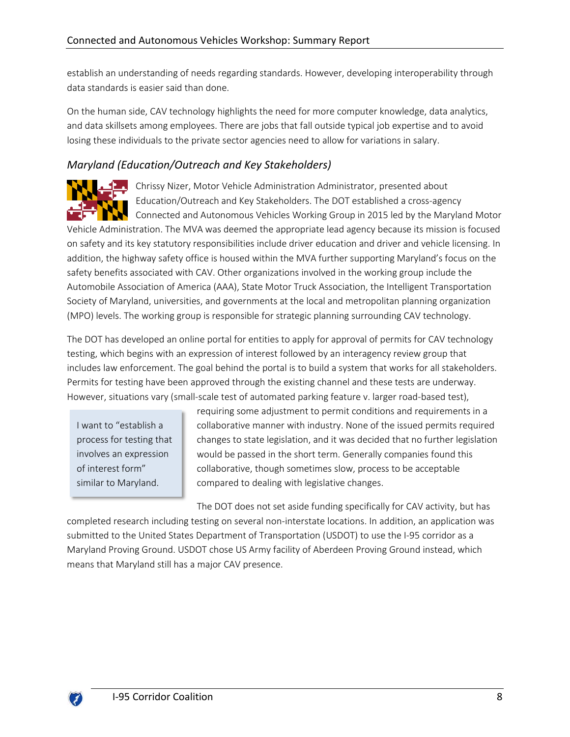establish an understanding of needs regarding standards. However, developing interoperability through data standards is easier said than done.

On the human side, CAV technology highlights the need for more computer knowledge, data analytics, and data skillsets among employees. There are jobs that fall outside typical job expertise and to avoid losing these individuals to the private sector agencies need to allow for variations in salary.

### *Maryland (Education/Outreach and Key Stakeholders)*

Chrissy Nizer, Motor Vehicle Administration Administrator, presented about Education/Outreach and Key Stakeholders. The DOT established a cross-agency Connected and Autonomous Vehicles Working Group in 2015 led by the Maryland Motor Vehicle Administration. The MVA was deemed the appropriate lead agency because its mission is focused on safety and its key statutory responsibilities include driver education and driver and vehicle licensing. In addition, the highway safety office is housed within the MVA further supporting Maryland's focus on the safety benefits associated with CAV. Other organizations involved in the working group include the Automobile Association of America (AAA), State Motor Truck Association, the Intelligent Transportation Society of Maryland, universities, and governments at the local and metropolitan planning organization (MPO) levels. The working group is responsible for strategic planning surrounding CAV technology.

The DOT has developed an online portal for entities to apply for approval of permits for CAV technology testing, which begins with an expression of interest followed by an interagency review group that includes law enforcement. The goal behind the portal is to build a system that works for all stakeholders. Permits for testing have been approved through the existing channel and these tests are underway. However, situations vary (small-scale test of automated parking feature v. larger road-based test), requiring some adjustment to permit conditions and requirements in a collaborative manner with industry. None of the issued permits required changes to state legislation, and it was decided that no further legislation would be passed in the short term. Generally companies found this collaborative, though sometimes slow, process to be acceptable compared to dealing with legislative changes.

> I want to "establish a process for testing that involves an expression of interest form" similar to Maryland.

The DOT does not set aside funding specifically for CAV activity, but has completed research including testing on several non-interstate locations. In addition, an application was submitted to the United States Department of Transportation (USDOT) to use the I-95 corridor as a Maryland Proving Ground. USDOT chose US Army facility of Aberdeen Proving Ground instead, which means that Maryland still has a major CAV presence.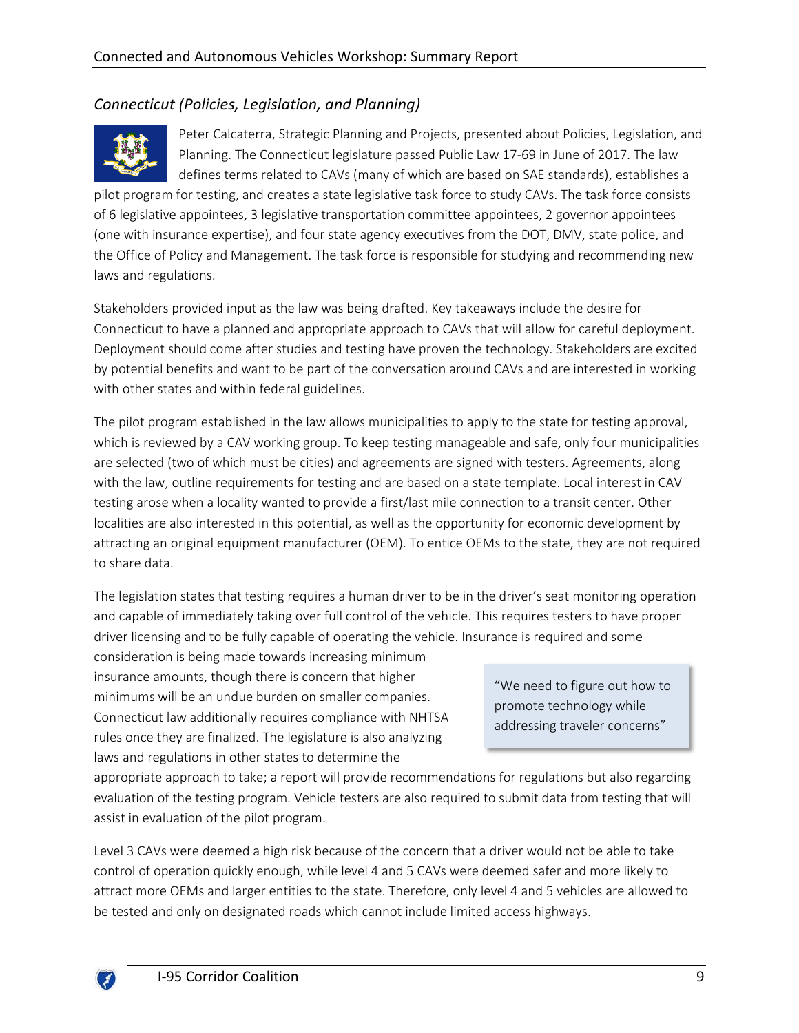### *Connecticut (Policies, Legislation, and Planning)*

Peter Calcaterra, Strategic Planning and Projects, presented about Policies, Legislation, and Planning. The Connecticut legislature passed Public Law 17-69 in June of 2017. The law defines terms related to CAVs (many of which are based on SAE standards), establishes a pilot program for testing, and creates a state legislative task force to study CAVs. The task force consists of 6 legislative appointees, 3 legislative transportation committee appointees, 2 governor appointees (one with insurance expertise), and four state agency executives from the DOT, DMV, state police, and the Office of Policy and Management. The task force is responsible for studying and recommending new laws and regulations.

Stakeholders provided input as the law was being drafted. Key takeaways include the desire for Connecticut to have a planned and appropriate approach to CAVs that will allow for careful deployment. Deployment should come after studies and testing have proven the technology. Stakeholders are excited by potential benefits and want to be part of the conversation around CAVs and are interested in working with other states and within federal guidelines.

The pilot program established in the law allows municipalities to apply to the state for testing approval, which is reviewed by a CAV working group. To keep testing manageable and safe, only four municipalities are selected (two of which must be cities) and agreements are signed with testers. Agreements, along with the law, outline requirements for testing and are based on a state template. Local interest in CAV testing arose when a locality wanted to provide a first/last mile connection to a transit center. Other localities are also interested in this potential, as well as the opportunity for economic development by attracting an original equipment manufacturer (OEM). To entice OEMs to the state, they are not required to share data.

The legislation states that testing requires a human driver to be in the driver's seat monitoring operation and capable of immediately taking over full control of the vehicle. This requires testers to have proper driver licensing and to be fully capable of operating the vehicle. Insurance is required and some consideration is being made towards increasing minimum insurance amounts, though there is concern that higher minimums will be an undue burden on smaller companies. Connecticut law additionally requires compliance with NHTSA rules once they are finalized. The legislature is also analyzing laws and regulations in other states to determine the appropriate approach to take; a report will provide recommendations for regulations but also regarding evaluation of the testing program. Vehicle testers are also required to submit data from testing that will assist in evaluation of the pilot program.

> "We need to figure out how to promote technology while addressing traveler concerns"

Level 3 CAVs were deemed a high risk because of the concern that a driver would not be able to take control of operation quickly enough, while level 4 and 5 CAVs were deemed safer and more likely to attract more OEMs and larger entities to the state. Therefore, only level 4 and 5 vehicles are allowed to be tested and only on designated roads which cannot include limited access highways.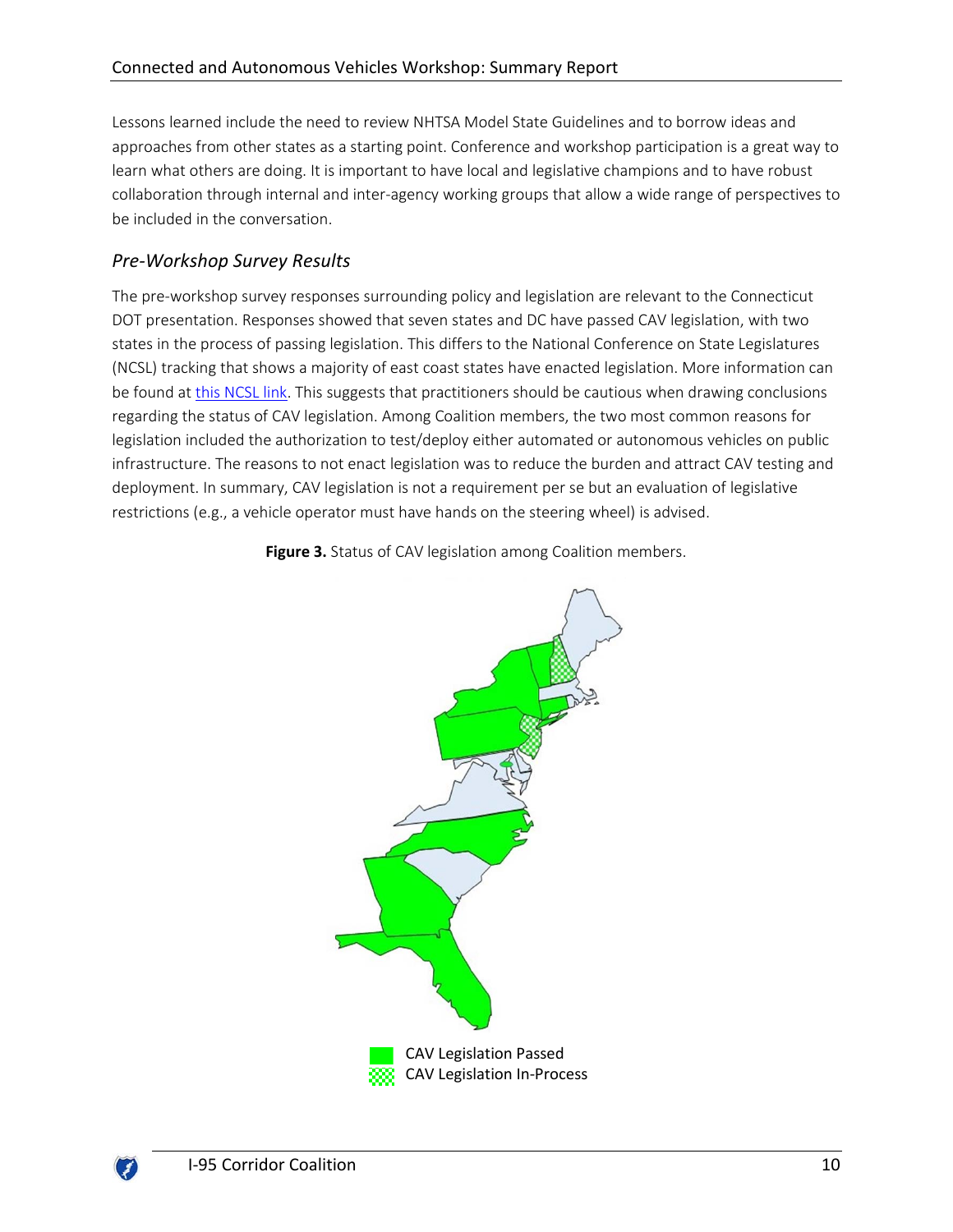Lessons learned include the need to review NHTSA Model State Guidelines and to borrow ideas and approaches from other states as a starting point. Conference and workshop participation is a great way to learn what others are doing. It is important to have local and legislative champions and to have robust collaboration through internal and inter-agency working groups that allow a wide range of perspectives to be included in the conversation.

### *Pre-Workshop Survey Results*

The pre-workshop survey responses surrounding policy and legislation are relevant to the Connecticut DOT presentation. Responses showed that seven states and DC have passed CAV legislation, with two states in the process of passing legislation. This differs to the National Conference on State Legislatures (NCSL) tracking that shows a majority of east coast states have enacted legislation. More information can be found at this NCSL link. This suggests that practitioners should be cautious when drawing conclusions regarding the status of CAV legislation. Among Coalition members, the two most common reasons for legislation included the authorization to test/deploy either automated or autonomous vehicles on public infrastructure. The reasons to not enact legislation was to reduce the burden and attract CAV testing and deployment. In summary, CAV legislation is not a requirement per se but an evaluation of legislative restrictions (e.g., a vehicle operator must have hands on the steering wheel) is advised.

**Figure 3.** Status of CAV legislation among Coalition members.

CAV Legislation Passed
CAV Legislation In-Process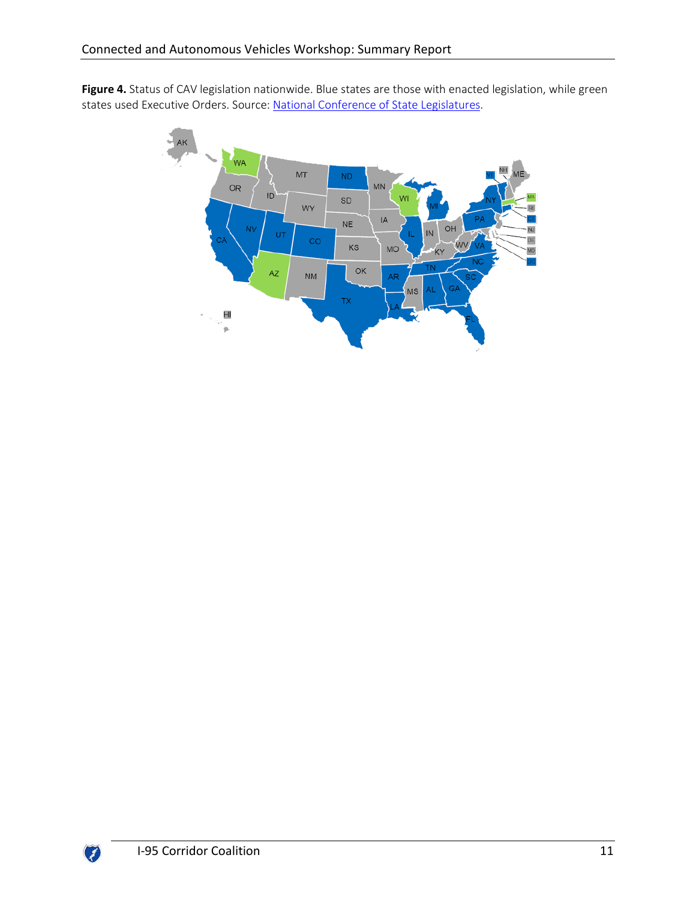**Figure 4.** Status of CAV legislation nationwide. Blue states are those with enacted legislation, while green states used Executive Orders. Source: National Conference of State Legislatures.

AK
WA
MT
ND
OR
ID
SD
WY
MN
WI
MI
NY
VT
NH
ME
MA
RI
CT
NJ
DE
MD
DC
PA
NE
IA
IL
IN
OH
NV
UT
CO
KS
MO
KY
WV
VA
CA
AZ
NM
OK
AR
TN
NC
SC
MS
AL
GA
TX
LA
FL
HI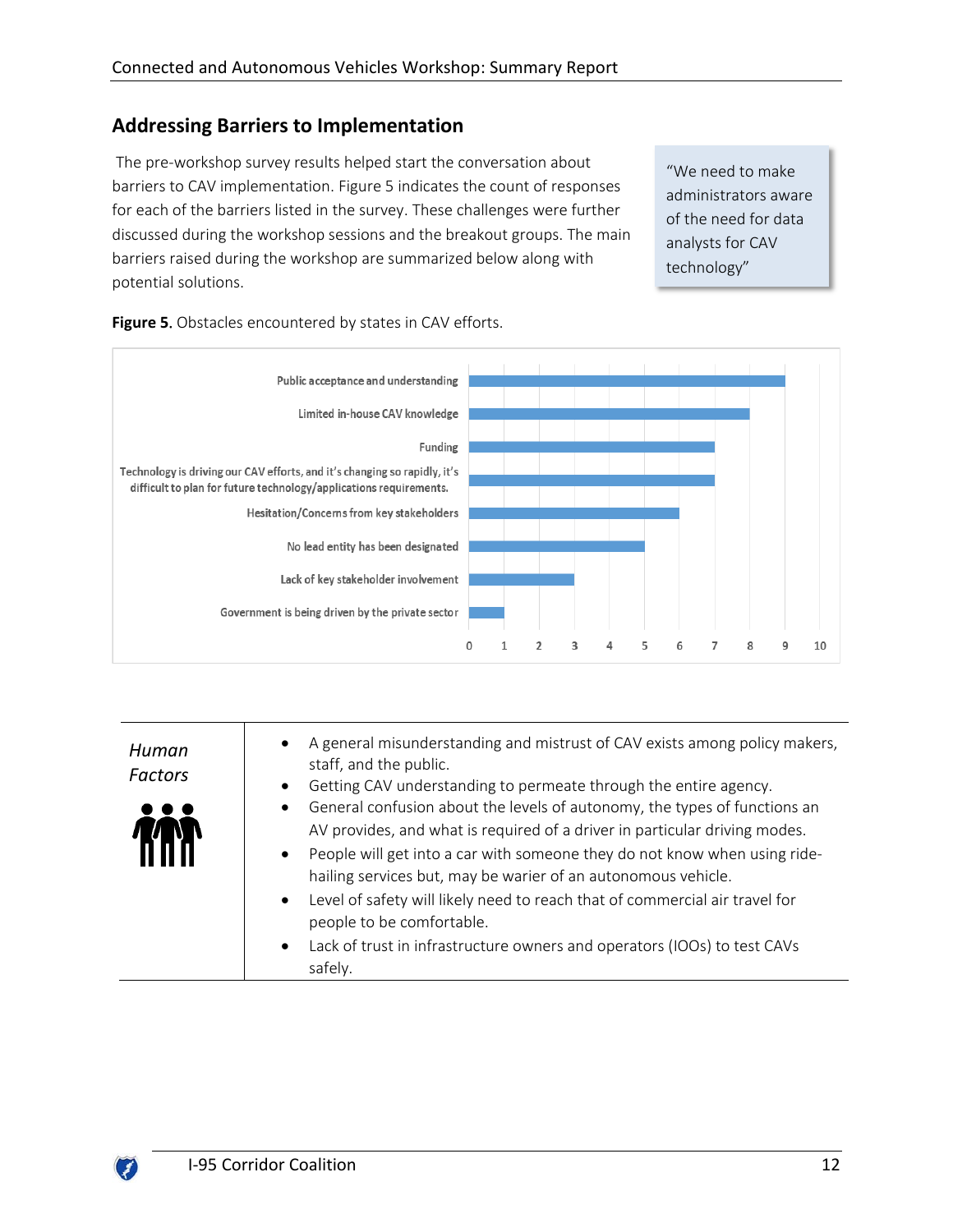## Addressing Barriers to Implementation

The pre-workshop survey results helped start the conversation about barriers to CAV implementation. Figure 5 indicates the count of responses for each of the barriers listed in the survey. These challenges were further discussed during the workshop sessions and the breakout groups. The main barriers raised during the workshop are summarized below along with potential solutions.

> "We need to make administrators aware of the need for data analysts for CAV technology"

**Figure 5.** Obstacles encountered by states in CAV efforts.

Public acceptance and understanding
Limited in-house CAV knowledge
Funding
Technology is driving our CAV efforts, and it's changing so rapidly, it's difficult to plan for future technology/applications requirements.
Hesitation/Concerns from key stakeholders
No lead entity has been designated
Lack of key stakeholder involvement
Government is being driven by the private sector

0 1 2 3 4 5 6 7 8 9 10

| | |
|---|---|
| *Human Factors* | • A general misunderstanding and mistrust of CAV exists among policy makers, staff, and the public.<br>• Getting CAV understanding to permeate through the entire agency.<br>• General confusion about the levels of autonomy, the types of functions an AV provides, and what is required of a driver in particular driving modes.<br>• People will get into a car with someone they do not know when using ride-hailing services but, may be warier of an autonomous vehicle.<br>• Level of safety will likely need to reach that of commercial air travel for people to be comfortable.<br>• Lack of trust in infrastructure owners and operators (IOOs) to test CAVs safely. |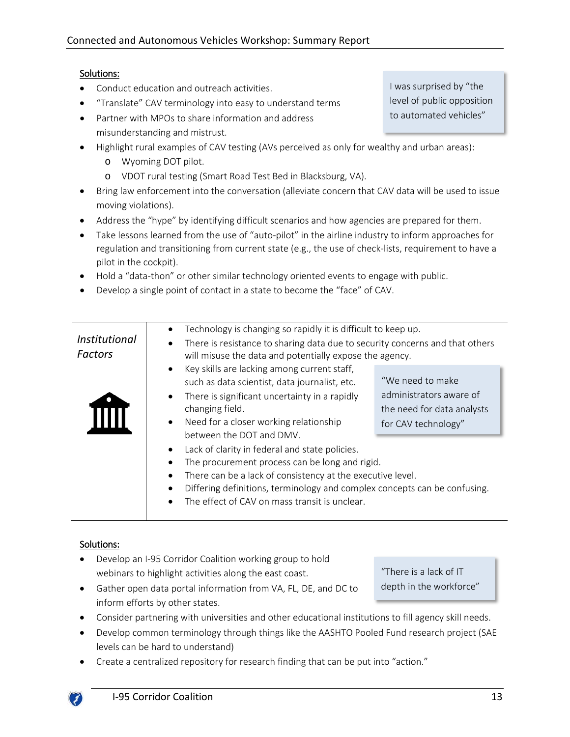**Solutions:**

- Conduct education and outreach activities.
- "Translate" CAV terminology into easy to understand terms
- Partner with MPOs to share information and address misunderstanding and mistrust.
- Highlight rural examples of CAV testing (AVs perceived as only for wealthy and urban areas):
  - Wyoming DOT pilot.
  - VDOT rural testing (Smart Road Test Bed in Blacksburg, VA).
- Bring law enforcement into the conversation (alleviate concern that CAV data will be used to issue moving violations).
- Address the "hype" by identifying difficult scenarios and how agencies are prepared for them.
- Take lessons learned from the use of "auto-pilot" in the airline industry to inform approaches for regulation and transitioning from current state (e.g., the use of check-lists, requirement to have a pilot in the cockpit).
- Hold a "data-thon" or other similar technology oriented events to engage with public.
- Develop a single point of contact in a state to become the "face" of CAV.

> I was surprised by "the level of public opposition to automated vehicles"

| | |
|---|---|
| *Institutional Factors* | • Technology is changing so rapidly it is difficult to keep up.<br>• There is resistance to sharing data due to security concerns and that others will misuse the data and potentially expose the agency.<br>• Key skills are lacking among current staff, such as data scientist, data journalist, etc.<br>• There is significant uncertainty in a rapidly changing field.<br>• Need for a closer working relationship between the DOT and DMV.<br>• Lack of clarity in federal and state policies.<br>• The procurement process can be long and rigid.<br>• There can be a lack of consistency at the executive level.<br>• Differing definitions, terminology and complex concepts can be confusing.<br>• The effect of CAV on mass transit is unclear. |

> "We need to make administrators aware of the need for data analysts for CAV technology"

**Solutions:**

- Develop an I-95 Corridor Coalition working group to hold webinars to highlight activities along the east coast.
- Gather open data portal information from VA, FL, DE, and DC to inform efforts by other states.
- Consider partnering with universities and other educational institutions to fill agency skill needs.
- Develop common terminology through things like the AASHTO Pooled Fund research project (SAE levels can be hard to understand)
- Create a centralized repository for research finding that can be put into "action."

> "There is a lack of IT depth in the workforce"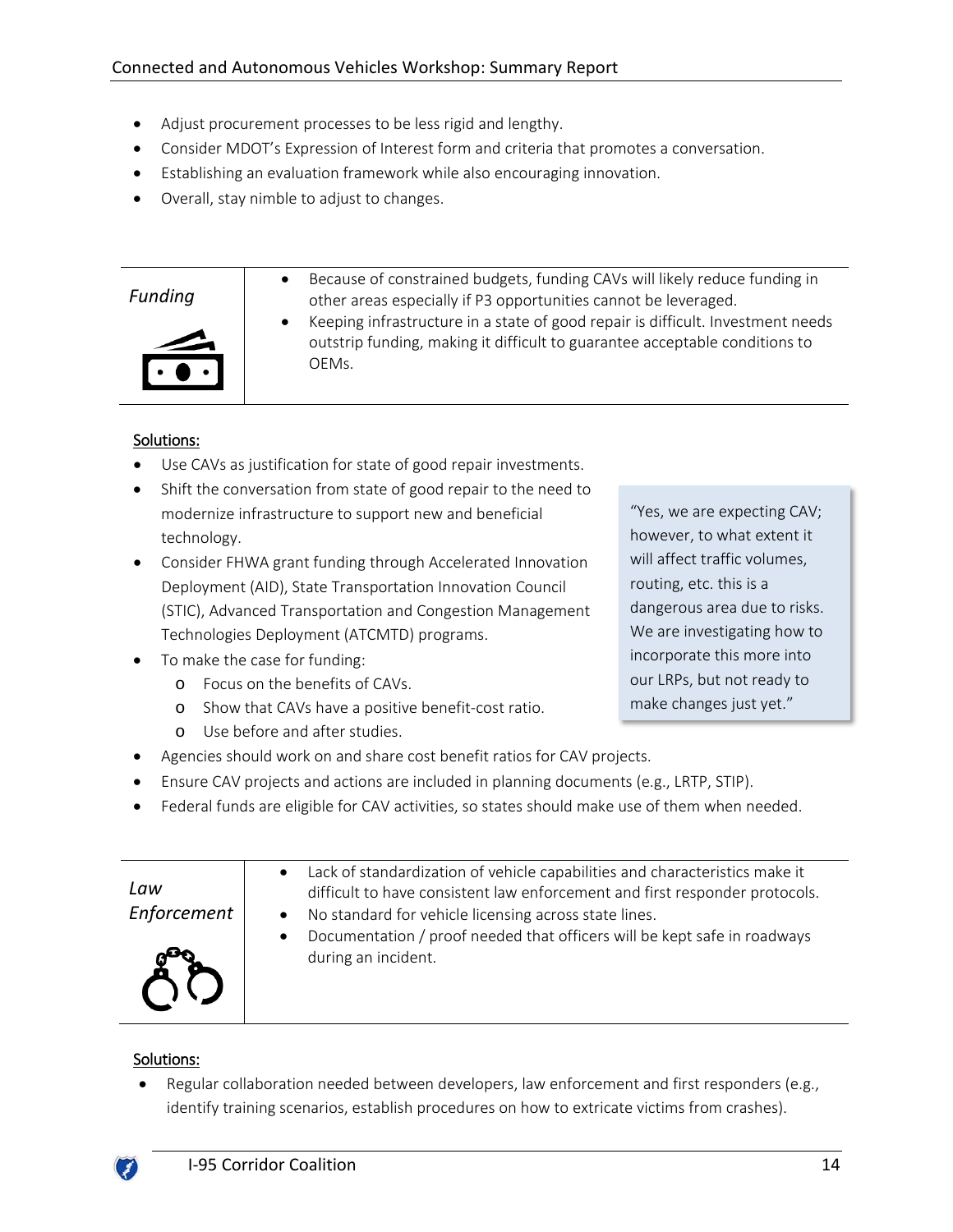- Adjust procurement processes to be less rigid and lengthy.
- Consider MDOT's Expression of Interest form and criteria that promotes a conversation.
- Establishing an evaluation framework while also encouraging innovation.
- Overall, stay nimble to adjust to changes.

| | |
|---|---|
| *Funding* | • Because of constrained budgets, funding CAVs will likely reduce funding in other areas especially if P3 opportunities cannot be leveraged.<br>• Keeping infrastructure in a state of good repair is difficult. Investment needs outstrip funding, making it difficult to guarantee acceptable conditions to OEMs. |

Solutions:

- Use CAVs as justification for state of good repair investments.
- Shift the conversation from state of good repair to the need to modernize infrastructure to support new and beneficial technology.
- Consider FHWA grant funding through Accelerated Innovation Deployment (AID), State Transportation Innovation Council (STIC), Advanced Transportation and Congestion Management Technologies Deployment (ATCMTD) programs.
- To make the case for funding:
    - Focus on the benefits of CAVs.
    - Show that CAVs have a positive benefit-cost ratio.
    - Use before and after studies.
- Agencies should work on and share cost benefit ratios for CAV projects.
- Ensure CAV projects and actions are included in planning documents (e.g., LRTP, STIP).
- Federal funds are eligible for CAV activities, so states should make use of them when needed.

> "Yes, we are expecting CAV; however, to what extent it will affect traffic volumes, routing, etc. this is a dangerous area due to risks. We are investigating how to incorporate this more into our LRPs, but not ready to make changes just yet."

| | |
|---|---|
| *Law Enforcement* | • Lack of standardization of vehicle capabilities and characteristics make it difficult to have consistent law enforcement and first responder protocols.<br>• No standard for vehicle licensing across state lines.<br>• Documentation / proof needed that officers will be kept safe in roadways during an incident. |

Solutions:

- Regular collaboration needed between developers, law enforcement and first responders (e.g., identify training scenarios, establish procedures on how to extricate victims from crashes).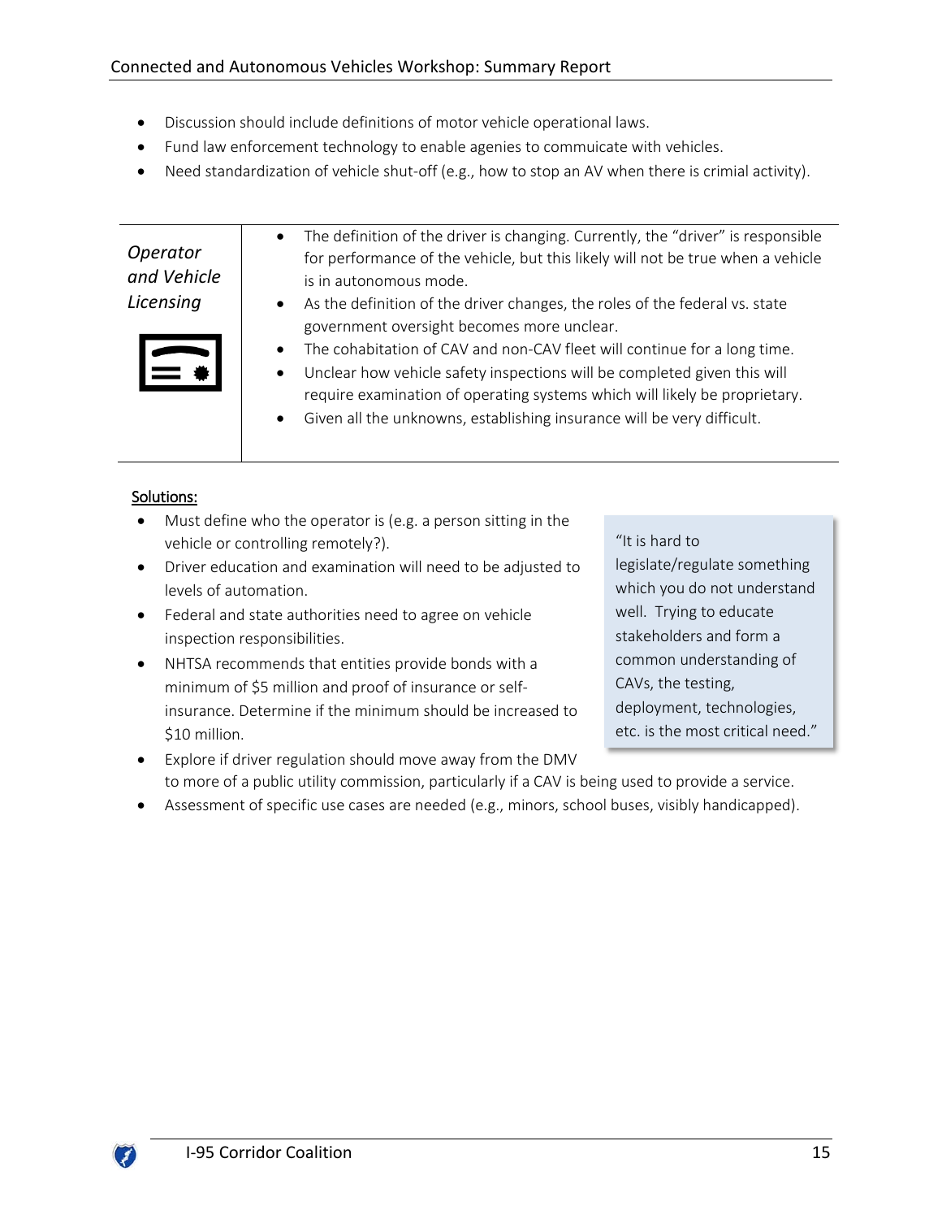- Discussion should include definitions of motor vehicle operational laws.
- Fund law enforcement technology to enable agenies to commuicate with vehicles.
- Need standardization of vehicle shut-off (e.g., how to stop an AV when there is crimial activity).

| | |
|---|---|
| *Operator and Vehicle Licensing* | • The definition of the driver is changing. Currently, the "driver" is responsible for performance of the vehicle, but this likely will not be true when a vehicle is in autonomous mode.<br>• As the definition of the driver changes, the roles of the federal vs. state government oversight becomes more unclear.<br>• The cohabitation of CAV and non-CAV fleet will continue for a long time.<br>• Unclear how vehicle safety inspections will be completed given this will require examination of operating systems which will likely be proprietary.<br>• Given all the unknowns, establishing insurance will be very difficult. |

Solutions:

- Must define who the operator is (e.g. a person sitting in the vehicle or controlling remotely?).
- Driver education and examination will need to be adjusted to levels of automation.
- Federal and state authorities need to agree on vehicle inspection responsibilities.
- NHTSA recommends that entities provide bonds with a minimum of $5 million and proof of insurance or self-insurance. Determine if the minimum should be increased to $10 million.
- Explore if driver regulation should move away from the DMV to more of a public utility commission, particularly if a CAV is being used to provide a service.
- Assessment of specific use cases are needed (e.g., minors, school buses, visibly handicapped).

> "It is hard to legislate/regulate something which you do not understand well. Trying to educate stakeholders and form a common understanding of CAVs, the testing, deployment, technologies, etc. is the most critical need."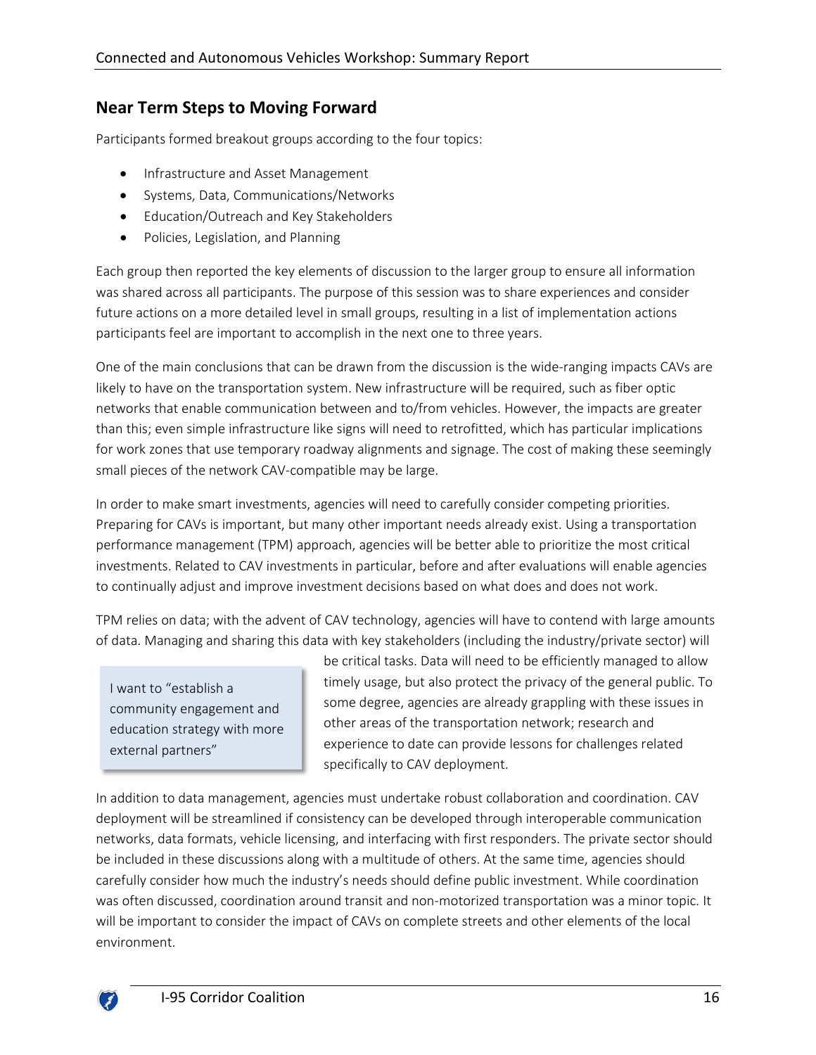## Near Term Steps to Moving Forward

Participants formed breakout groups according to the four topics:

- Infrastructure and Asset Management
- Systems, Data, Communications/Networks
- Education/Outreach and Key Stakeholders
- Policies, Legislation, and Planning

Each group then reported the key elements of discussion to the larger group to ensure all information was shared across all participants. The purpose of this session was to share experiences and consider future actions on a more detailed level in small groups, resulting in a list of implementation actions participants feel are important to accomplish in the next one to three years.

One of the main conclusions that can be drawn from the discussion is the wide-ranging impacts CAVs are likely to have on the transportation system. New infrastructure will be required, such as fiber optic networks that enable communication between and to/from vehicles. However, the impacts are greater than this; even simple infrastructure like signs will need to retrofitted, which has particular implications for work zones that use temporary roadway alignments and signage. The cost of making these seemingly small pieces of the network CAV-compatible may be large.

In order to make smart investments, agencies will need to carefully consider competing priorities. Preparing for CAVs is important, but many other important needs already exist. Using a transportation performance management (TPM) approach, agencies will be better able to prioritize the most critical investments. Related to CAV investments in particular, before and after evaluations will enable agencies to continually adjust and improve investment decisions based on what does and does not work.

TPM relies on data; with the advent of CAV technology, agencies will have to contend with large amounts of data. Managing and sharing this data with key stakeholders (including the industry/private sector) will be critical tasks. Data will need to be efficiently managed to allow timely usage, but also protect the privacy of the general public. To some degree, agencies are already grappling with these issues in other areas of the transportation network; research and experience to date can provide lessons for challenges related specifically to CAV deployment.

> I want to "establish a community engagement and education strategy with more external partners"

In addition to data management, agencies must undertake robust collaboration and coordination. CAV deployment will be streamlined if consistency can be developed through interoperable communication networks, data formats, vehicle licensing, and interfacing with first responders. The private sector should be included in these discussions along with a multitude of others. At the same time, agencies should carefully consider how much the industry's needs should define public investment. While coordination was often discussed, coordination around transit and non-motorized transportation was a minor topic. It will be important to consider the impact of CAVs on complete streets and other elements of the local environment.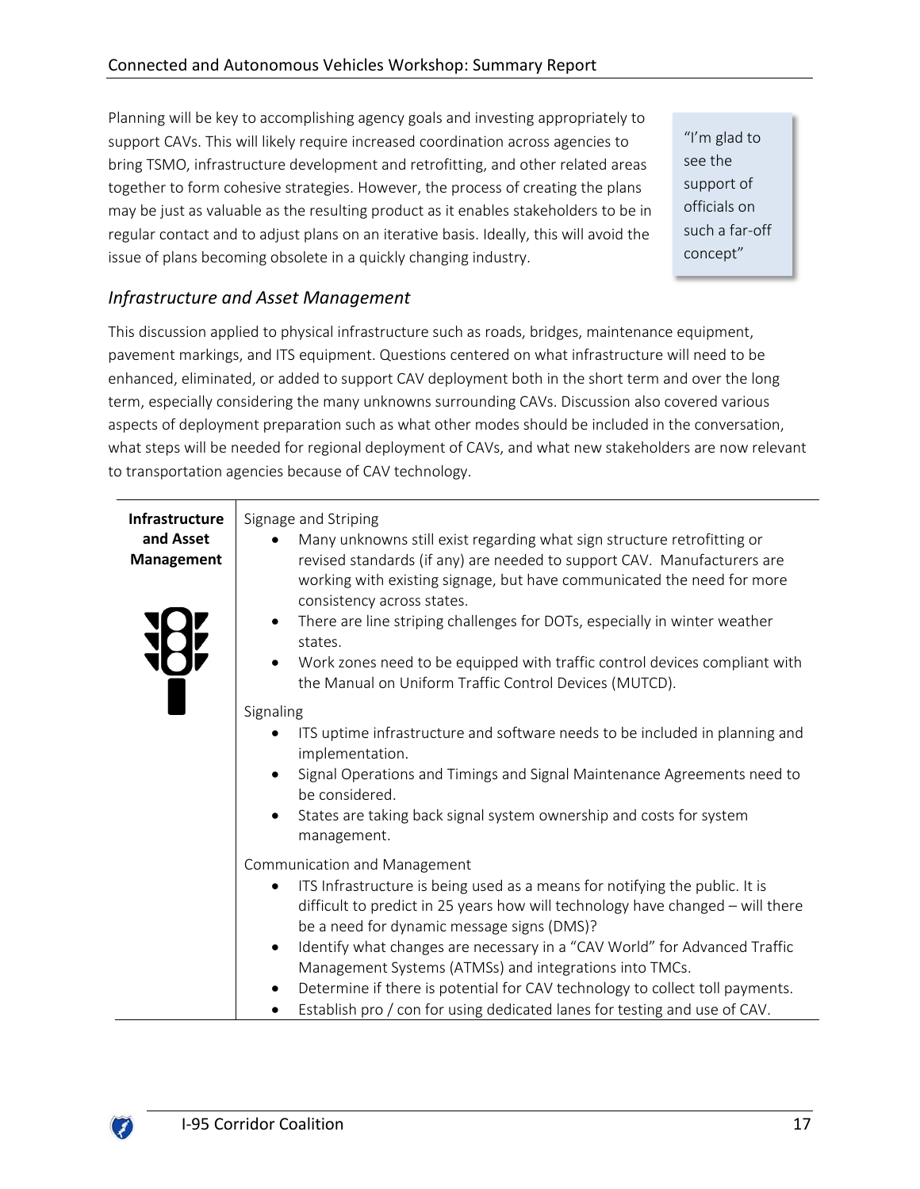Planning will be key to accomplishing agency goals and investing appropriately to support CAVs. This will likely require increased coordination across agencies to bring TSMO, infrastructure development and retrofitting, and other related areas together to form cohesive strategies. However, the process of creating the plans may be just as valuable as the resulting product as it enables stakeholders to be in regular contact and to adjust plans on an iterative basis. Ideally, this will avoid the issue of plans becoming obsolete in a quickly changing industry.

> "I'm glad to see the support of officials on such a far-off concept"

### *Infrastructure and Asset Management*

This discussion applied to physical infrastructure such as roads, bridges, maintenance equipment, pavement markings, and ITS equipment. Questions centered on what infrastructure will need to be enhanced, eliminated, or added to support CAV deployment both in the short term and over the long term, especially considering the many unknowns surrounding CAVs. Discussion also covered various aspects of deployment preparation such as what other modes should be included in the conversation, what steps will be needed for regional deployment of CAVs, and what new stakeholders are now relevant to transportation agencies because of CAV technology.

| | |
|---|---|
| **Infrastructure and Asset Management** | Signage and Striping<br>• Many unknowns still exist regarding what sign structure retrofitting or revised standards (if any) are needed to support CAV. Manufacturers are working with existing signage, but have communicated the need for more consistency across states.<br>• There are line striping challenges for DOTs, especially in winter weather states.<br>• Work zones need to be equipped with traffic control devices compliant with the Manual on Uniform Traffic Control Devices (MUTCD).<br><br>Signaling<br>• ITS uptime infrastructure and software needs to be included in planning and implementation.<br>• Signal Operations and Timings and Signal Maintenance Agreements need to be considered.<br>• States are taking back signal system ownership and costs for system management.<br><br>Communication and Management<br>• ITS Infrastructure is being used as a means for notifying the public. It is difficult to predict in 25 years how will technology have changed – will there be a need for dynamic message signs (DMS)?<br>• Identify what changes are necessary in a "CAV World" for Advanced Traffic Management Systems (ATMSs) and integrations into TMCs.<br>• Determine if there is potential for CAV technology to collect toll payments.<br>• Establish pro / con for using dedicated lanes for testing and use of CAV. |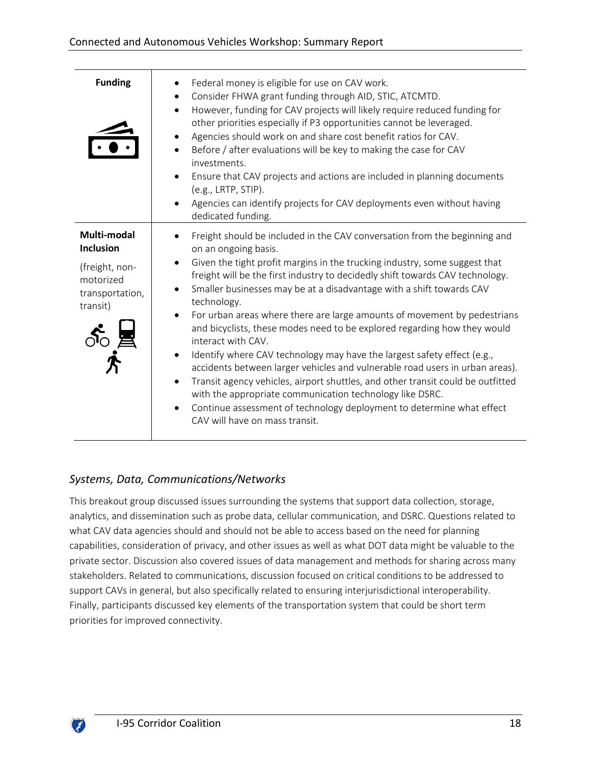| | |
|---|---|
| **Funding** | • Federal money is eligible for use on CAV work.<br>• Consider FHWA grant funding through AID, STIC, ATCMTD.<br>• However, funding for CAV projects will likely require reduced funding for other priorities especially if P3 opportunities cannot be leveraged.<br>• Agencies should work on and share cost benefit ratios for CAV.<br>• Before / after evaluations will be key to making the case for CAV investments.<br>• Ensure that CAV projects and actions are included in planning documents (e.g., LRTP, STIP).<br>• Agencies can identify projects for CAV deployments even without having dedicated funding. |
| **Multi-modal Inclusion**<br>(freight, non-motorized transportation, transit) | • Freight should be included in the CAV conversation from the beginning and on an ongoing basis.<br>• Given the tight profit margins in the trucking industry, some suggest that freight will be the first industry to decidedly shift towards CAV technology.<br>• Smaller businesses may be at a disadvantage with a shift towards CAV technology.<br>• For urban areas where there are large amounts of movement by pedestrians and bicyclists, these modes need to be explored regarding how they would interact with CAV.<br>• Identify where CAV technology may have the largest safety effect (e.g., accidents between larger vehicles and vulnerable road users in urban areas).<br>• Transit agency vehicles, airport shuttles, and other transit could be outfitted with the appropriate communication technology like DSRC.<br>• Continue assessment of technology deployment to determine what effect CAV will have on mass transit. |

### *Systems, Data, Communications/Networks*

This breakout group discussed issues surrounding the systems that support data collection, storage, analytics, and dissemination such as probe data, cellular communication, and DSRC. Questions related to what CAV data agencies should and should not be able to access based on the need for planning capabilities, consideration of privacy, and other issues as well as what DOT data might be valuable to the private sector. Discussion also covered issues of data management and methods for sharing across many stakeholders. Related to communications, discussion focused on critical conditions to be addressed to support CAVs in general, but also specifically related to ensuring interjurisdictional interoperability. Finally, participants discussed key elements of the transportation system that could be short term priorities for improved connectivity.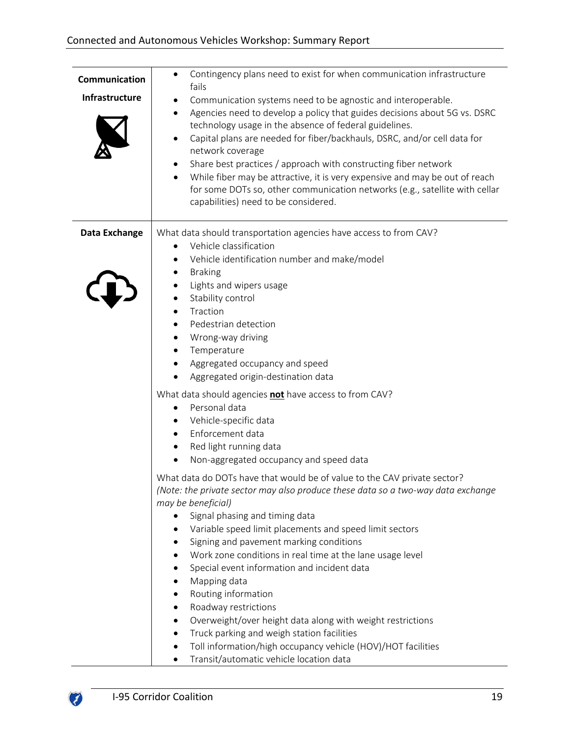| | |
|---|---|
| **Communication Infrastructure** | • Contingency plans need to exist for when communication infrastructure fails<br>• Communication systems need to be agnostic and interoperable.<br>• Agencies need to develop a policy that guides decisions about 5G vs. DSRC technology usage in the absence of federal guidelines.<br>• Capital plans are needed for fiber/backhauls, DSRC, and/or cell data for network coverage<br>• Share best practices / approach with constructing fiber network<br>• While fiber may be attractive, it is very expensive and may be out of reach for some DOTs so, other communication networks (e.g., satellite with cellar capabilities) need to be considered. |
| **Data Exchange** | What data should transportation agencies have access to from CAV?<br>• Vehicle classification<br>• Vehicle identification number and make/model<br>• Braking<br>• Lights and wipers usage<br>• Stability control<br>• Traction<br>• Pedestrian detection<br>• Wrong-way driving<br>• Temperature<br>• Aggregated occupancy and speed<br>• Aggregated origin-destination data<br><br>What data should agencies **not** have access to from CAV?<br>• Personal data<br>• Vehicle-specific data<br>• Enforcement data<br>• Red light running data<br>• Non-aggregated occupancy and speed data<br><br>What data do DOTs have that would be of value to the CAV private sector? *(Note: the private sector may also produce these data so a two-way data exchange may be beneficial)*<br>• Signal phasing and timing data<br>• Variable speed limit placements and speed limit sectors<br>• Signing and pavement marking conditions<br>• Work zone conditions in real time at the lane usage level<br>• Special event information and incident data<br>• Mapping data<br>• Routing information<br>• Roadway restrictions<br>• Overweight/over height data along with weight restrictions<br>• Truck parking and weigh station facilities<br>• Toll information/high occupancy vehicle (HOV)/HOT facilities<br>• Transit/automatic vehicle location data |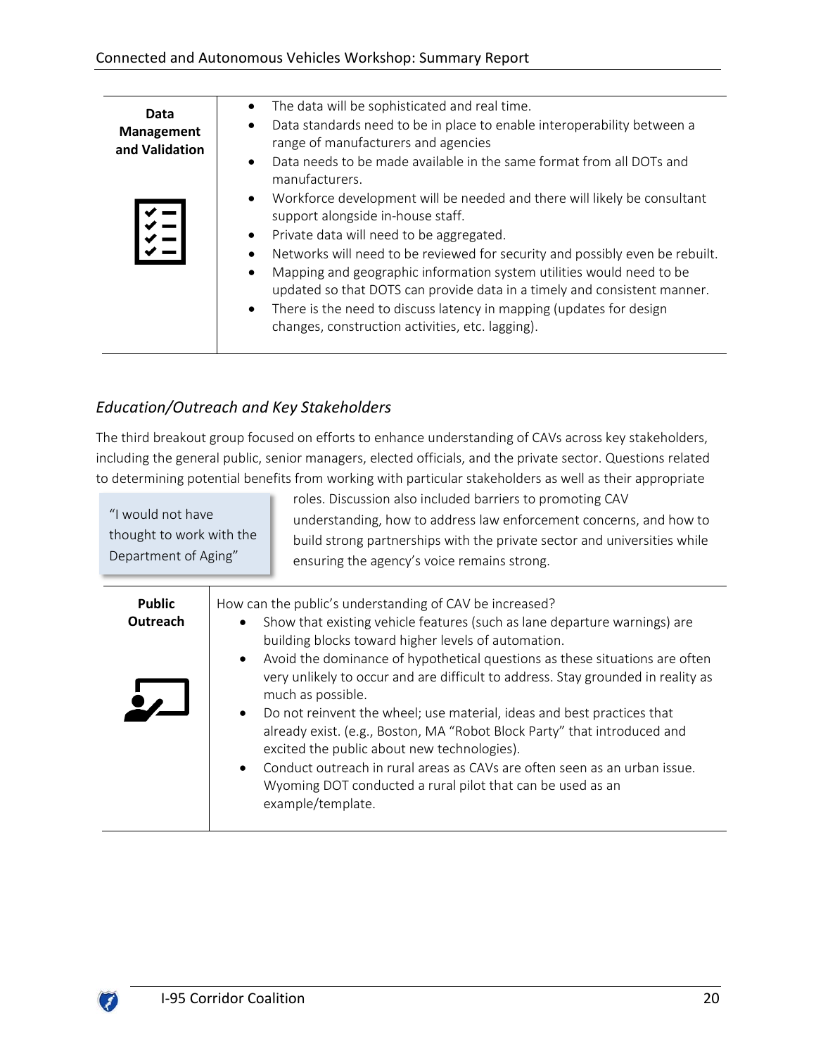| | |
|---|---|
| **Data Management and Validation** | • The data will be sophisticated and real time.<br>• Data standards need to be in place to enable interoperability between a range of manufacturers and agencies<br>• Data needs to be made available in the same format from all DOTs and manufacturers.<br>• Workforce development will be needed and there will likely be consultant support alongside in-house staff.<br>• Private data will need to be aggregated.<br>• Networks will need to be reviewed for security and possibly even be rebuilt.<br>• Mapping and geographic information system utilities would need to be updated so that DOTS can provide data in a timely and consistent manner.<br>• There is the need to discuss latency in mapping (updates for design changes, construction activities, etc. lagging). |

### *Education/Outreach and Key Stakeholders*

The third breakout group focused on efforts to enhance understanding of CAVs across key stakeholders, including the general public, senior managers, elected officials, and the private sector. Questions related to determining potential benefits from working with particular stakeholders as well as their appropriate roles. Discussion also included barriers to promoting CAV understanding, how to address law enforcement concerns, and how to build strong partnerships with the private sector and universities while ensuring the agency's voice remains strong.

> "I would not have thought to work with the Department of Aging"

| | |
|---|---|
| **Public Outreach** | How can the public's understanding of CAV be increased?<br>• Show that existing vehicle features (such as lane departure warnings) are building blocks toward higher levels of automation.<br>• Avoid the dominance of hypothetical questions as these situations are often very unlikely to occur and are difficult to address. Stay grounded in reality as much as possible.<br>• Do not reinvent the wheel; use material, ideas and best practices that already exist. (e.g., Boston, MA "Robot Block Party" that introduced and excited the public about new technologies).<br>• Conduct outreach in rural areas as CAVs are often seen as an urban issue. Wyoming DOT conducted a rural pilot that can be used as an example/template. |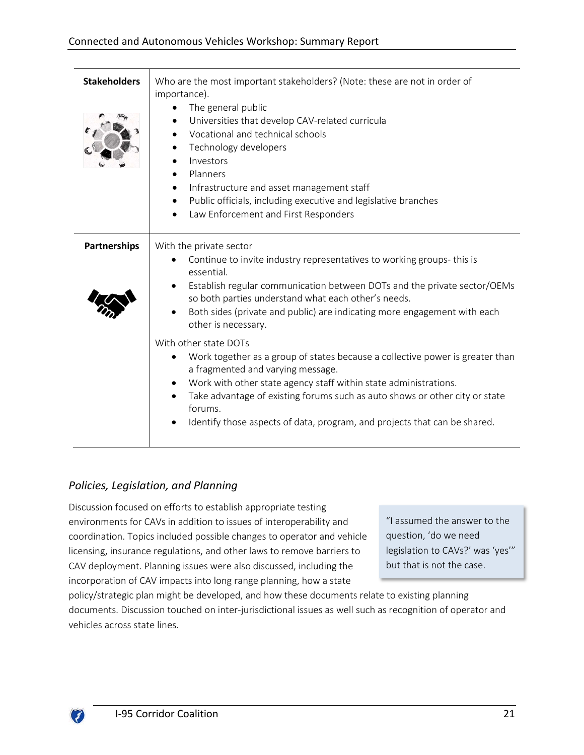| | |
|---|---|
| **Stakeholders** | Who are the most important stakeholders? (Note: these are not in order of importance).<br>• The general public<br>• Universities that develop CAV-related curricula<br>• Vocational and technical schools<br>• Technology developers<br>• Investors<br>• Planners<br>• Infrastructure and asset management staff<br>• Public officials, including executive and legislative branches<br>• Law Enforcement and First Responders |
| **Partnerships** | With the private sector<br>• Continue to invite industry representatives to working groups- this is essential.<br>• Establish regular communication between DOTs and the private sector/OEMs so both parties understand what each other's needs.<br>• Both sides (private and public) are indicating more engagement with each other is necessary.<br>With other state DOTs<br>• Work together as a group of states because a collective power is greater than a fragmented and varying message.<br>• Work with other state agency staff within state administrations.<br>• Take advantage of existing forums such as auto shows or other city or state forums.<br>• Identify those aspects of data, program, and projects that can be shared. |

## *Policies, Legislation, and Planning*

Discussion focused on efforts to establish appropriate testing environments for CAVs in addition to issues of interoperability and coordination. Topics included possible changes to operator and vehicle licensing, insurance regulations, and other laws to remove barriers to CAV deployment. Planning issues were also discussed, including the incorporation of CAV impacts into long range planning, how a state policy/strategic plan might be developed, and how these documents relate to existing planning documents. Discussion touched on inter-jurisdictional issues as well such as recognition of operator and vehicles across state lines.

> "I assumed the answer to the question, 'do we need legislation to CAVs?' was 'yes'" but that is not the case.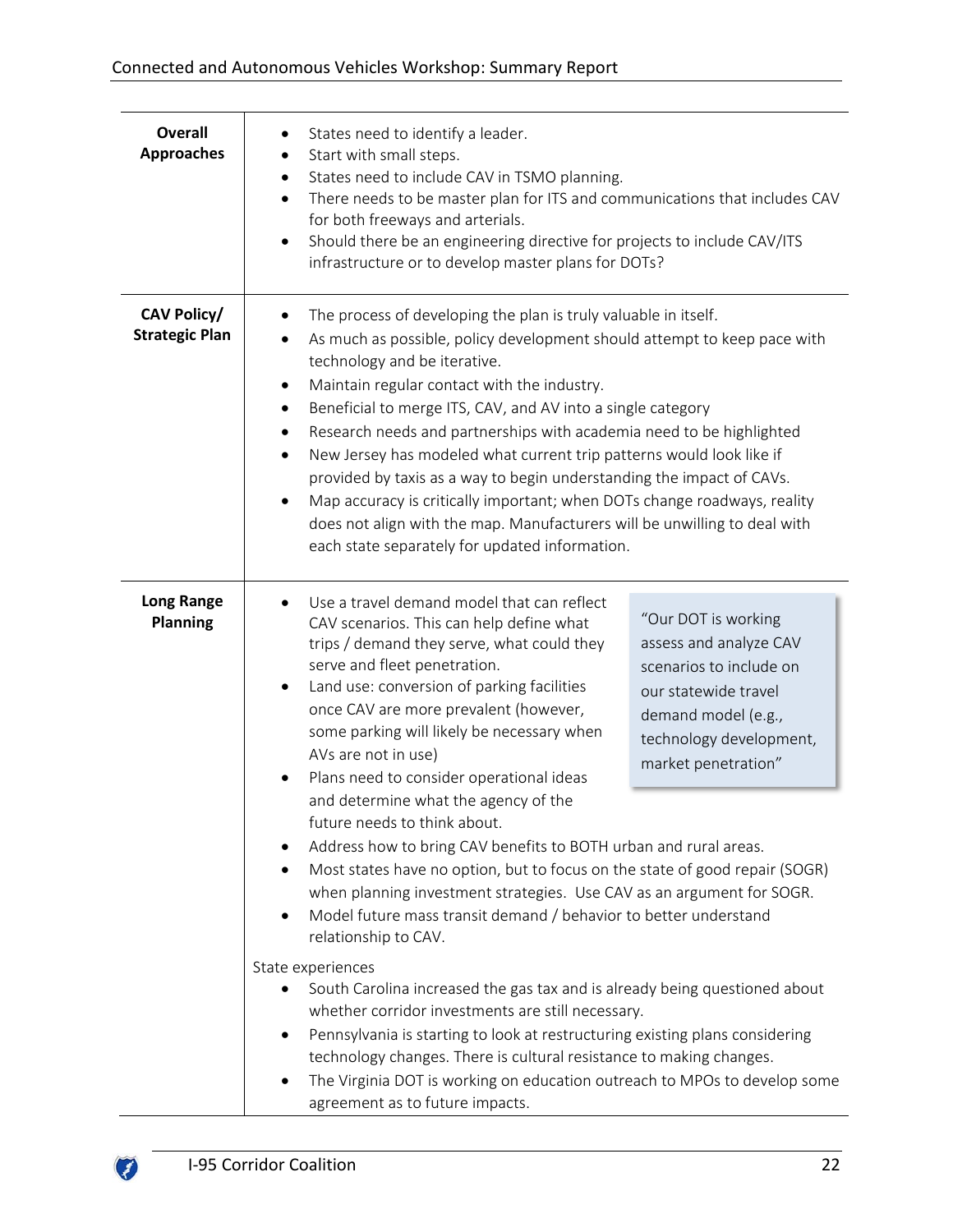| | |
|---|---|
| **Overall Approaches** | • States need to identify a leader.<br>• Start with small steps.<br>• States need to include CAV in TSMO planning.<br>• There needs to be master plan for ITS and communications that includes CAV for both freeways and arterials.<br>• Should there be an engineering directive for projects to include CAV/ITS infrastructure or to develop master plans for DOTs? |
| **CAV Policy/ Strategic Plan** | • The process of developing the plan is truly valuable in itself.<br>• As much as possible, policy development should attempt to keep pace with technology and be iterative.<br>• Maintain regular contact with the industry.<br>• Beneficial to merge ITS, CAV, and AV into a single category<br>• Research needs and partnerships with academia need to be highlighted<br>• New Jersey has modeled what current trip patterns would look like if provided by taxis as a way to begin understanding the impact of CAVs.<br>• Map accuracy is critically important; when DOTs change roadways, reality does not align with the map. Manufacturers will be unwilling to deal with each state separately for updated information. |
| **Long Range Planning** | • Use a travel demand model that can reflect CAV scenarios. This can help define what trips / demand they serve, what could they serve and fleet penetration.<br>• Land use: conversion of parking facilities once CAV are more prevalent (however, some parking will likely be necessary when AVs are not in use)<br>• Plans need to consider operational ideas and determine what the agency of the future needs to think about.<br>• Address how to bring CAV benefits to BOTH urban and rural areas.<br>• Most states have no option, but to focus on the state of good repair (SOGR) when planning investment strategies. Use CAV as an argument for SOGR.<br>• Model future mass transit demand / behavior to better understand relationship to CAV.<br><br>"Our DOT is working assess and analyze CAV scenarios to include on our statewide travel demand model (e.g., technology development, market penetration"<br><br>State experiences<br>• South Carolina increased the gas tax and is already being questioned about whether corridor investments are still necessary.<br>• Pennsylvania is starting to look at restructuring existing plans considering technology changes. There is cultural resistance to making changes.<br>• The Virginia DOT is working on education outreach to MPOs to develop some agreement as to future impacts. |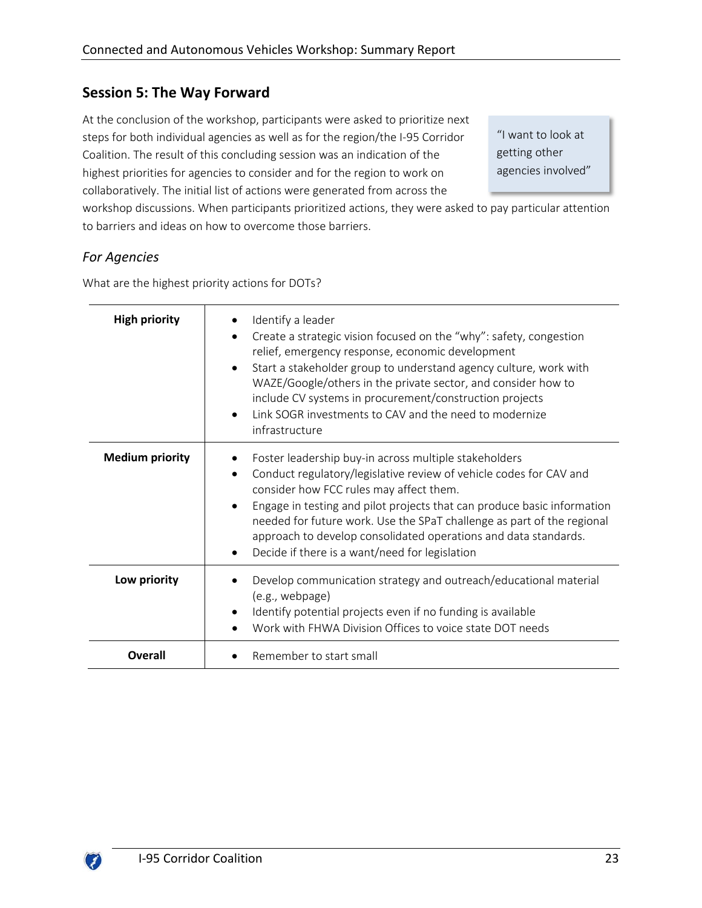## Session 5: The Way Forward

At the conclusion of the workshop, participants were asked to prioritize next steps for both individual agencies as well as for the region/the I-95 Corridor Coalition. The result of this concluding session was an indication of the highest priorities for agencies to consider and for the region to work on collaboratively. The initial list of actions were generated from across the workshop discussions. When participants prioritized actions, they were asked to pay particular attention to barriers and ideas on how to overcome those barriers.

> "I want to look at getting other agencies involved"

### *For Agencies*

What are the highest priority actions for DOTs?

| | |
|---|---|
| **High priority** | • Identify a leader<br>• Create a strategic vision focused on the "why": safety, congestion relief, emergency response, economic development<br>• Start a stakeholder group to understand agency culture, work with WAZE/Google/others in the private sector, and consider how to include CV systems in procurement/construction projects<br>• Link SOGR investments to CAV and the need to modernize infrastructure |
| **Medium priority** | • Foster leadership buy-in across multiple stakeholders<br>• Conduct regulatory/legislative review of vehicle codes for CAV and consider how FCC rules may affect them.<br>• Engage in testing and pilot projects that can produce basic information needed for future work. Use the SPaT challenge as part of the regional approach to develop consolidated operations and data standards.<br>• Decide if there is a want/need for legislation |
| **Low priority** | • Develop communication strategy and outreach/educational material (e.g., webpage)<br>• Identify potential projects even if no funding is available<br>• Work with FHWA Division Offices to voice state DOT needs |
| **Overall** | • Remember to start small |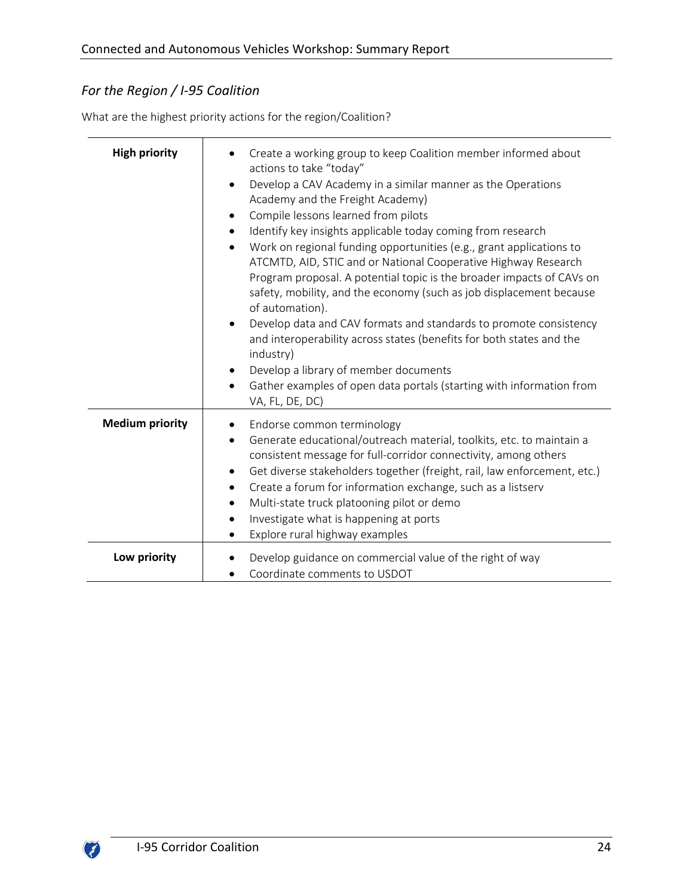### *For the Region / I-95 Coalition*

What are the highest priority actions for the region/Coalition?

| | |
|---|---|
| **High priority** | • Create a working group to keep Coalition member informed about actions to take "today"<br>• Develop a CAV Academy in a similar manner as the Operations Academy and the Freight Academy)<br>• Compile lessons learned from pilots<br>• Identify key insights applicable today coming from research<br>• Work on regional funding opportunities (e.g., grant applications to ATCMTD, AID, STIC and or National Cooperative Highway Research Program proposal. A potential topic is the broader impacts of CAVs on safety, mobility, and the economy (such as job displacement because of automation).<br>• Develop data and CAV formats and standards to promote consistency and interoperability across states (benefits for both states and the industry)<br>• Develop a library of member documents<br>• Gather examples of open data portals (starting with information from VA, FL, DE, DC) |
| **Medium priority** | • Endorse common terminology<br>• Generate educational/outreach material, toolkits, etc. to maintain a consistent message for full-corridor connectivity, among others<br>• Get diverse stakeholders together (freight, rail, law enforcement, etc.)<br>• Create a forum for information exchange, such as a listserv<br>• Multi-state truck platooning pilot or demo<br>• Investigate what is happening at ports<br>• Explore rural highway examples |
| **Low priority** | • Develop guidance on commercial value of the right of way<br>• Coordinate comments to USDOT |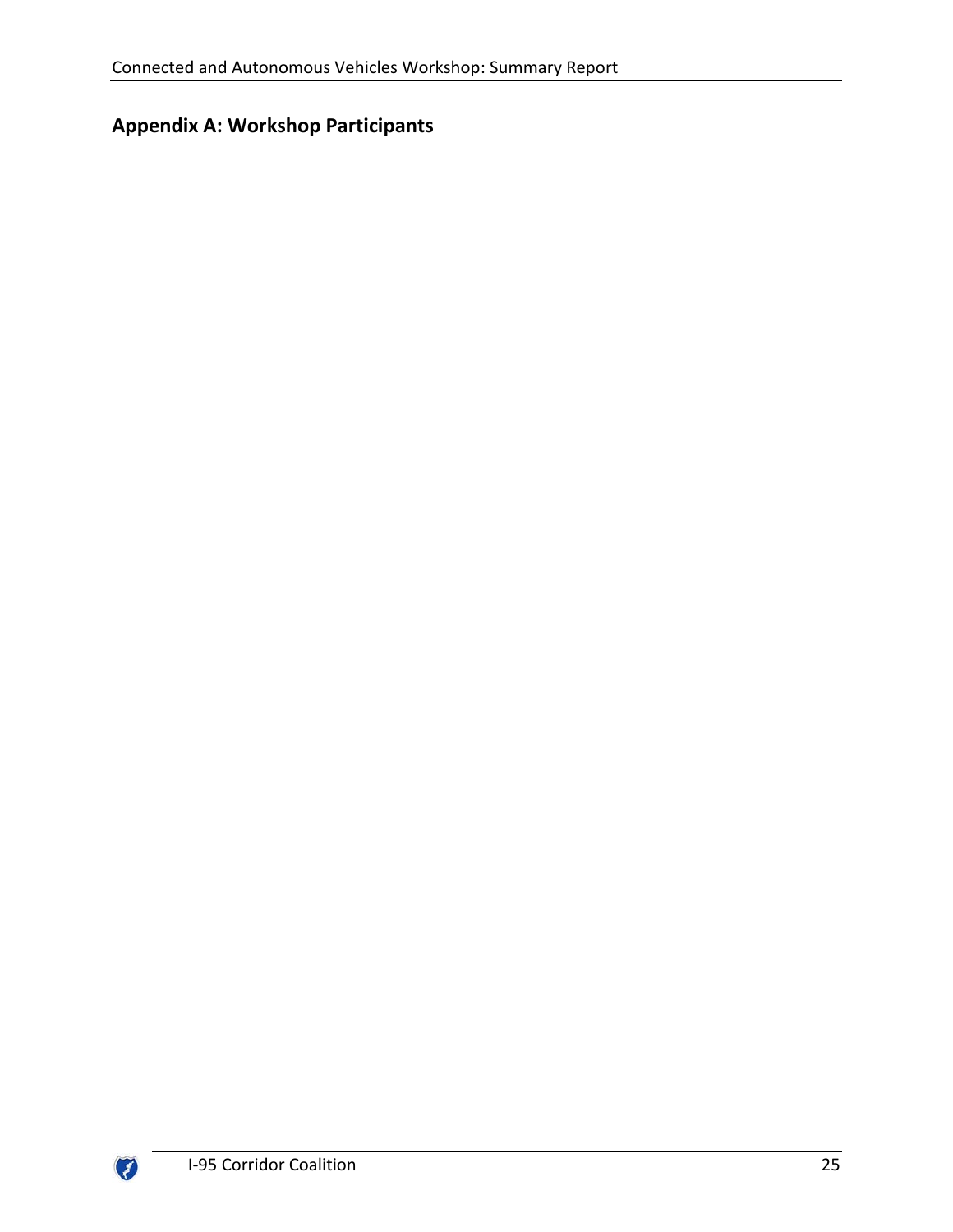## Appendix A: Workshop Participants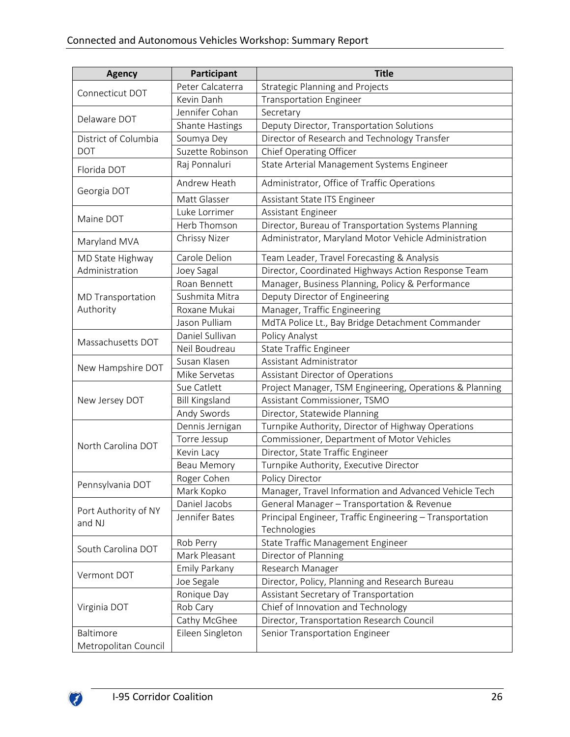| Agency | Participant | Title |
|---|---|---|
| Connecticut DOT | Peter Calcaterra | Strategic Planning and Projects |
| | Kevin Danh | Transportation Engineer |
| Delaware DOT | Jennifer Cohan | Secretary |
| | Shante Hastings | Deputy Director, Transportation Solutions |
| District of Columbia DOT | Soumya Dey | Director of Research and Technology Transfer |
| | Suzette Robinson | Chief Operating Officer |
| Florida DOT | Raj Ponnaluri | State Arterial Management Systems Engineer |
| Georgia DOT | Andrew Heath | Administrator, Office of Traffic Operations |
| | Matt Glasser | Assistant State ITS Engineer |
| Maine DOT | Luke Lorrimer | Assistant Engineer |
| | Herb Thomson | Director, Bureau of Transportation Systems Planning |
| Maryland MVA | Chrissy Nizer | Administrator, Maryland Motor Vehicle Administration |
| MD State Highway Administration | Carole Delion | Team Leader, Travel Forecasting & Analysis |
| | Joey Sagal | Director, Coordinated Highways Action Response Team |
| MD Transportation Authority | Roan Bennett | Manager, Business Planning, Policy & Performance |
| | Sushmita Mitra | Deputy Director of Engineering |
| | Roxane Mukai | Manager, Traffic Engineering |
| | Jason Pulliam | MdTA Police Lt., Bay Bridge Detachment Commander |
| Massachusetts DOT | Daniel Sullivan | Policy Analyst |
| | Neil Boudreau | State Traffic Engineer |
| New Hampshire DOT | Susan Klasen | Assistant Administrator |
| | Mike Servetas | Assistant Director of Operations |
| New Jersey DOT | Sue Catlett | Project Manager, TSM Engineering, Operations & Planning |
| | Bill Kingsland | Assistant Commissioner, TSMO |
| | Andy Swords | Director, Statewide Planning |
| North Carolina DOT | Dennis Jernigan | Turnpike Authority, Director of Highway Operations |
| | Torre Jessup | Commissioner, Department of Motor Vehicles |
| | Kevin Lacy | Director, State Traffic Engineer |
| | Beau Memory | Turnpike Authority, Executive Director |
| Pennsylvania DOT | Roger Cohen | Policy Director |
| | Mark Kopko | Manager, Travel Information and Advanced Vehicle Tech |
| Port Authority of NY and NJ | Daniel Jacobs | General Manager – Transportation & Revenue |
| | Jennifer Bates | Principal Engineer, Traffic Engineering – Transportation Technologies |
| South Carolina DOT | Rob Perry | State Traffic Management Engineer |
| | Mark Pleasant | Director of Planning |
| Vermont DOT | Emily Parkany | Research Manager |
| | Joe Segale | Director, Policy, Planning and Research Bureau |
| Virginia DOT | Ronique Day | Assistant Secretary of Transportation |
| | Rob Cary | Chief of Innovation and Technology |
| | Cathy McGhee | Director, Transportation Research Council |
| Baltimore Metropolitan Council | Eileen Singleton | Senior Transportation Engineer |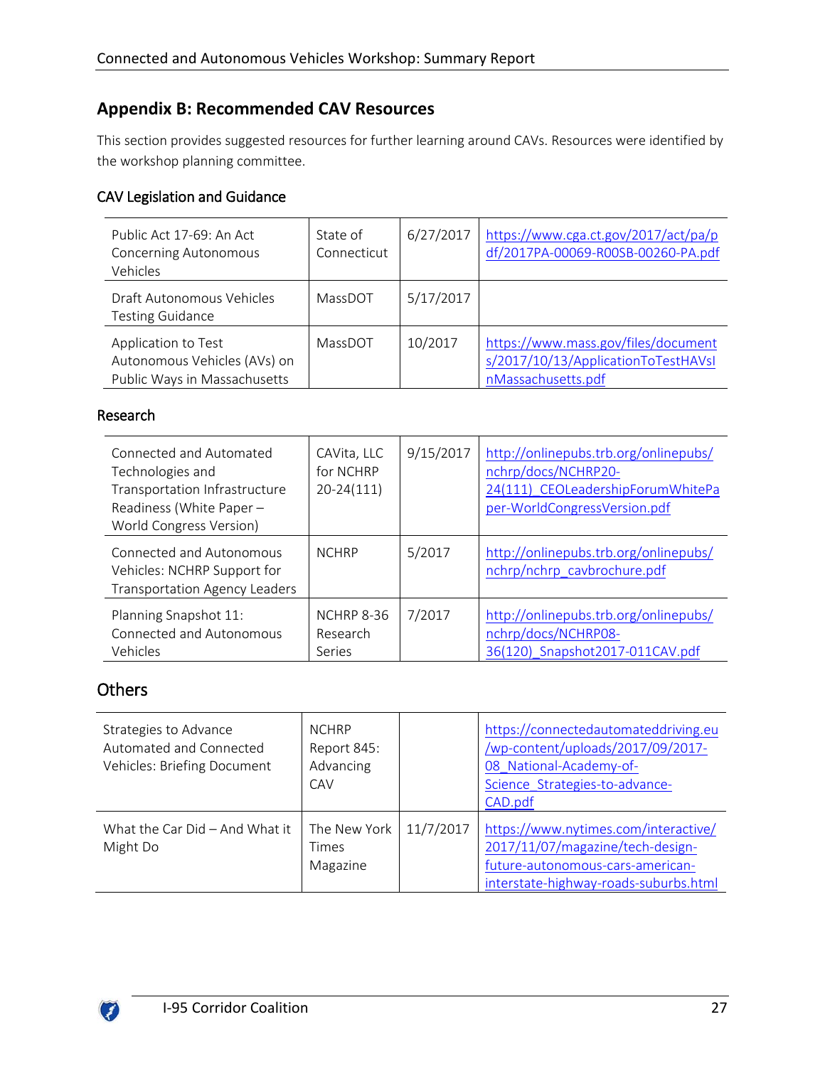## Appendix B: Recommended CAV Resources

This section provides suggested resources for further learning around CAVs. Resources were identified by the workshop planning committee.

### CAV Legislation and Guidance

| | | | |
|---|---|---|---|
| Public Act 17-69: An Act Concerning Autonomous Vehicles | State of Connecticut | 6/27/2017 | https://www.cga.ct.gov/2017/act/pa/pdf/2017PA-00069-R00SB-00260-PA.pdf |
| Draft Autonomous Vehicles Testing Guidance | MassDOT | 5/17/2017 | |
| Application to Test Autonomous Vehicles (AVs) on Public Ways in Massachusetts | MassDOT | 10/2017 | https://www.mass.gov/files/documents/2017/10/13/ApplicationToTestHAVsInMassachusetts.pdf |

### Research

| | | | |
|---|---|---|---|
| Connected and Automated Technologies and Transportation Infrastructure Readiness (White Paper – World Congress Version) | CAVita, LLC for NCHRP 20-24(111) | 9/15/2017 | http://onlinepubs.trb.org/onlinepubs/nchrp/docs/NCHRP20-24(111)_CEOLeadershipForumWhitePaper-WorldCongressVersion.pdf |
| Connected and Autonomous Vehicles: NCHRP Support for Transportation Agency Leaders | NCHRP | 5/2017 | http://onlinepubs.trb.org/onlinepubs/nchrp/nchrp_cavbrochure.pdf |
| Planning Snapshot 11: Connected and Autonomous Vehicles | NCHRP 8-36 Research Series | 7/2017 | http://onlinepubs.trb.org/onlinepubs/nchrp/docs/NCHRP08-36(120)_Snapshot2017-011CAV.pdf |

### Others

| | | | |
|---|---|---|---|
| Strategies to Advance Automated and Connected Vehicles: Briefing Document | NCHRP Report 845: Advancing CAV | | https://connectedautomateddriving.eu/wp-content/uploads/2017/09/2017-08_National-Academy-of-Science_Strategies-to-advance-CAD.pdf |
| What the Car Did – And What it Might Do | The New York Times Magazine | 11/7/2017 | https://www.nytimes.com/interactive/2017/11/07/magazine/tech-design-future-autonomous-cars-american-interstate-highway-roads-suburbs.html |